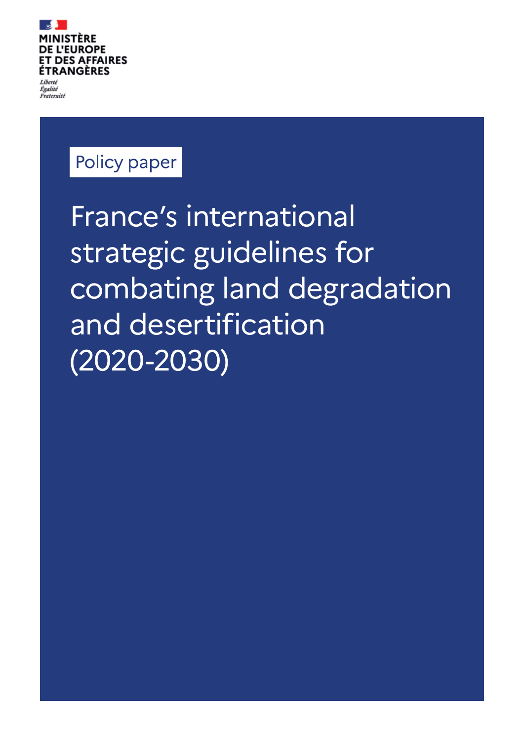MINISTÈRE
DE L'EUROPE
ET DES AFFAIRES
ÉTRANGÈRES

*Liberté*
*Égalité*
*Fraternité*

Policy paper

# France's international strategic guidelines for combating land degradation and desertification (2020-2030)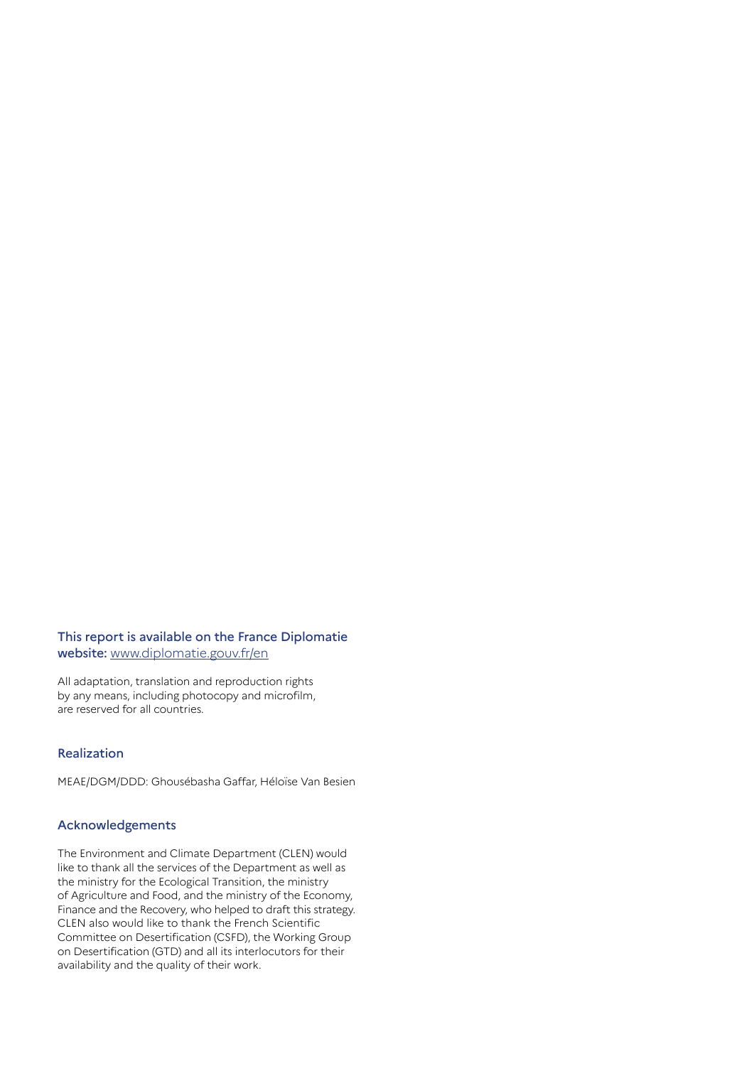**This report is available on the France Diplomatie website:** [www.diplomatie.gouv.fr/en](www.diplomatie.gouv.fr/en)

All adaptation, translation and reproduction rights by any means, including photocopy and microfilm, are reserved for all countries.

## Realization

MEAE/DGM/DDD: Ghousébasha Gaffar, Héloïse Van Besien

## Acknowledgements

The Environment and Climate Department (CLEN) would like to thank all the services of the Department as well as the ministry for the Ecological Transition, the ministry of Agriculture and Food, and the ministry of the Economy, Finance and the Recovery, who helped to draft this strategy. CLEN also would like to thank the French Scientific Committee on Desertification (CSFD), the Working Group on Desertification (GTD) and all its interlocutors for their availability and the quality of their work.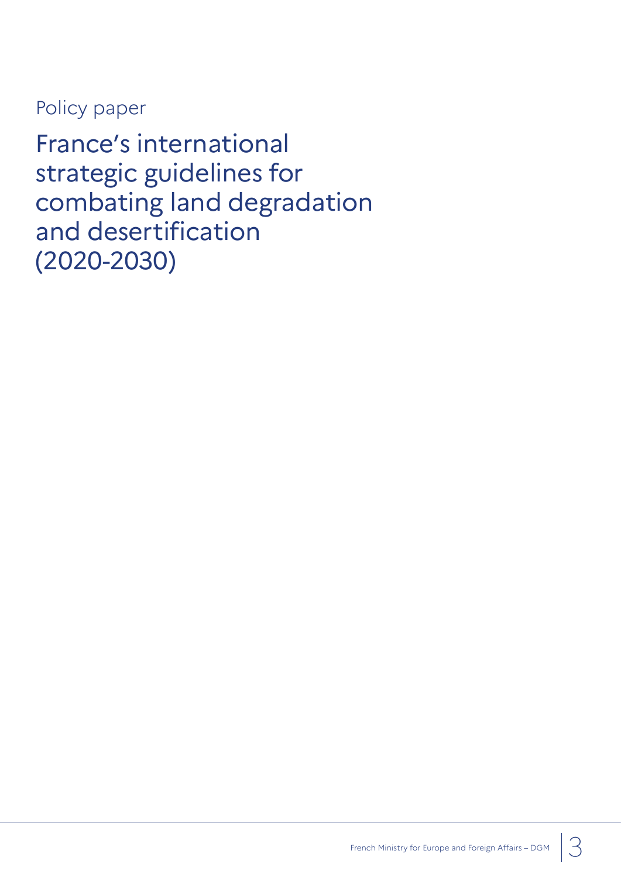Policy paper

# France's international strategic guidelines for combating land degradation and desertification (2020-2030)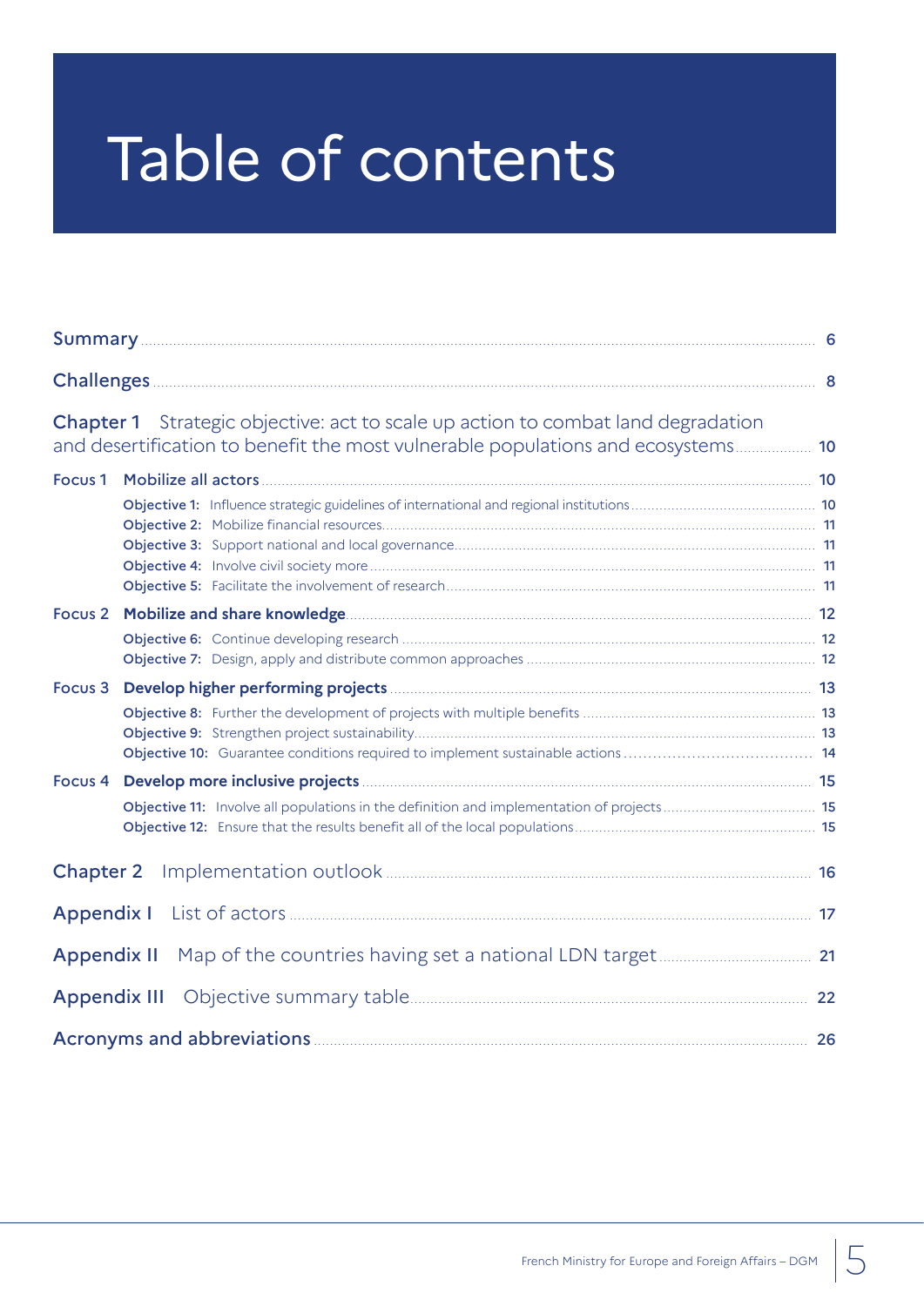# Table of contents

Summary ... 6

Challenges ... 8

**Chapter 1** Strategic objective: act to scale up action to combat land degradation and desertification to benefit the most vulnerable populations and ecosystems ... 10

Focus 1 **Mobilize all actors** ... 10

- **Objective 1:** Influence strategic guidelines of international and regional institutions ... 10
- **Objective 2:** Mobilize financial resources ... 11
- **Objective 3:** Support national and local governance ... 11
- **Objective 4:** Involve civil society more ... 11
- **Objective 5:** Facilitate the involvement of research ... 11

Focus 2 **Mobilize and share knowledge** ... 12

- **Objective 6:** Continue developing research ... 12
- **Objective 7:** Design, apply and distribute common approaches ... 12

Focus 3 **Develop higher performing projects** ... 13

- **Objective 8:** Further the development of projects with multiple benefits ... 13
- **Objective 9:** Strengthen project sustainability ... 13
- **Objective 10:** Guarantee conditions required to implement sustainable actions ... 14

Focus 4 **Develop more inclusive projects** ... 15

- **Objective 11:** Involve all populations in the definition and implementation of projects ... 15
- **Objective 12:** Ensure that the results benefit all of the local populations ... 15

**Chapter 2** Implementation outlook ... 16

**Appendix I** List of actors ... 17

**Appendix II** Map of the countries having set a national LDN target ... 21

**Appendix III** Objective summary table ... 22

Acronyms and abbreviations ... 26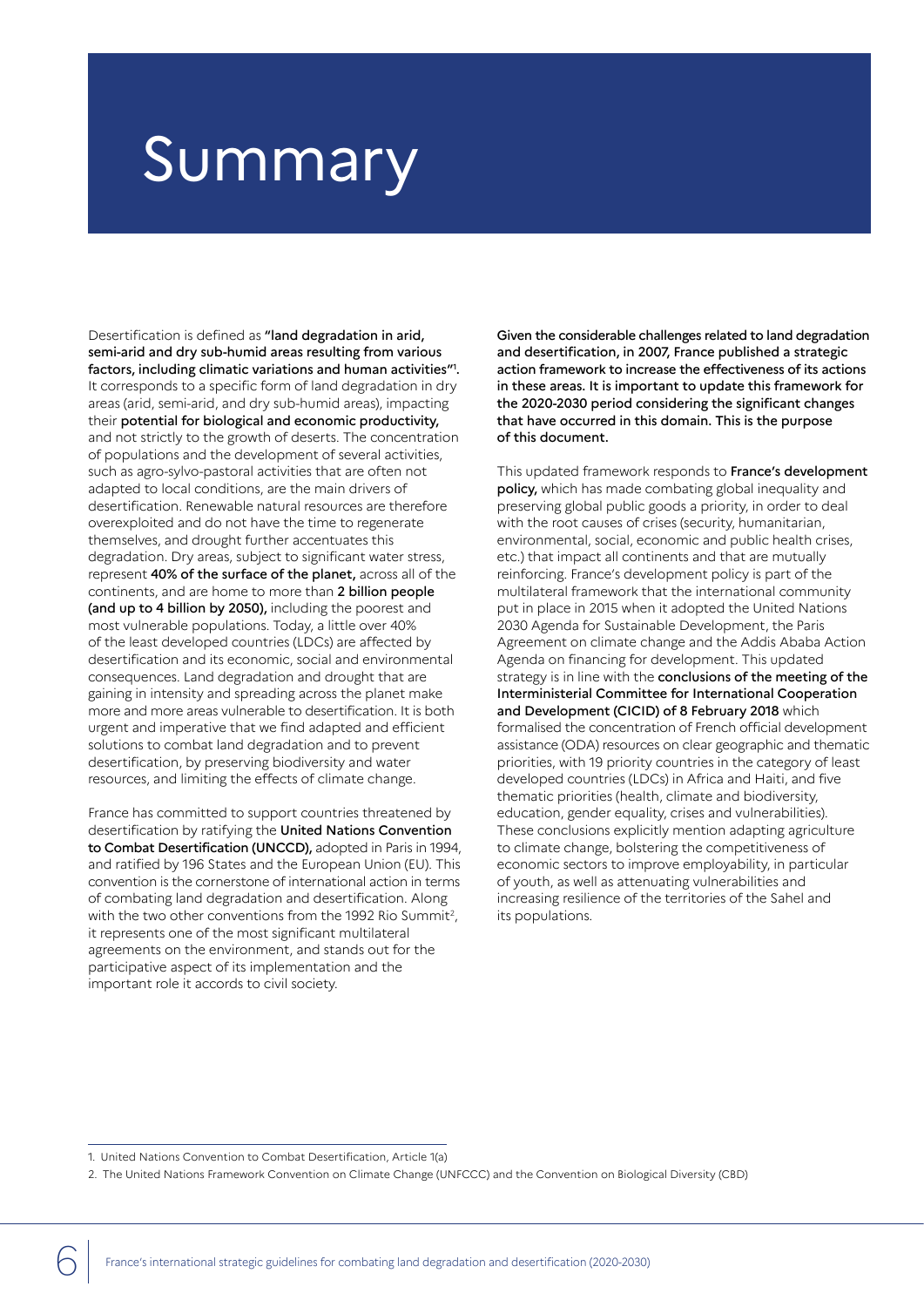# Summary

Desertification is defined as **"land degradation in arid, semi-arid and dry sub-humid areas resulting from various factors, including climatic variations and human activities"**[1]. It corresponds to a specific form of land degradation in dry areas (arid, semi-arid, and dry sub-humid areas), impacting their **potential for biological and economic productivity,** and not strictly to the growth of deserts. The concentration of populations and the development of several activities, such as agro-sylvo-pastoral activities that are often not adapted to local conditions, are the main drivers of desertification. Renewable natural resources are therefore overexploited and do not have the time to regenerate themselves, and drought further accentuates this degradation. Dry areas, subject to significant water stress, represent **40% of the surface of the planet,** across all of the continents, and are home to more than **2 billion people (and up to 4 billion by 2050),** including the poorest and most vulnerable populations. Today, a little over 40% of the least developed countries (LDCs) are affected by desertification and its economic, social and environmental consequences. Land degradation and drought that are gaining in intensity and spreading across the planet make more and more areas vulnerable to desertification. It is both urgent and imperative that we find adapted and efficient solutions to combat land degradation and to prevent desertification, by preserving biodiversity and water resources, and limiting the effects of climate change.

France has committed to support countries threatened by desertification by ratifying the **United Nations Convention to Combat Desertification (UNCCD),** adopted in Paris in 1994, and ratified by 196 States and the European Union (EU). This convention is the cornerstone of international action in terms of combating land degradation and desertification. Along with the two other conventions from the 1992 Rio Summit[2], it represents one of the most significant multilateral agreements on the environment, and stands out for the participative aspect of its implementation and the important role it accords to civil society.

**Given the considerable challenges related to land degradation and desertification, in 2007, France published a strategic action framework to increase the effectiveness of its actions in these areas. It is important to update this framework for the 2020-2030 period considering the significant changes that have occurred in this domain. This is the purpose of this document.**

This updated framework responds to **France's development policy,** which has made combating global inequality and preserving global public goods a priority, in order to deal with the root causes of crises (security, humanitarian, environmental, social, economic and public health crises, etc.) that impact all continents and that are mutually reinforcing. France's development policy is part of the multilateral framework that the international community put in place in 2015 when it adopted the United Nations 2030 Agenda for Sustainable Development, the Paris Agreement on climate change and the Addis Ababa Action Agenda on financing for development. This updated strategy is in line with the **conclusions of the meeting of the Interministerial Committee for International Cooperation and Development (CICID) of 8 February 2018** which formalised the concentration of French official development assistance (ODA) resources on clear geographic and thematic priorities, with 19 priority countries in the category of least developed countries (LDCs) in Africa and Haiti, and five thematic priorities (health, climate and biodiversity, education, gender equality, crises and vulnerabilities). These conclusions explicitly mention adapting agriculture to climate change, bolstering the competitiveness of economic sectors to improve employability, in particular of youth, as well as attenuating vulnerabilities and increasing resilience of the territories of the Sahel and its populations.

---

1. United Nations Convention to Combat Desertification, Article 1(a)
2. The United Nations Framework Convention on Climate Change (UNFCCC) and the Convention on Biological Diversity (CBD)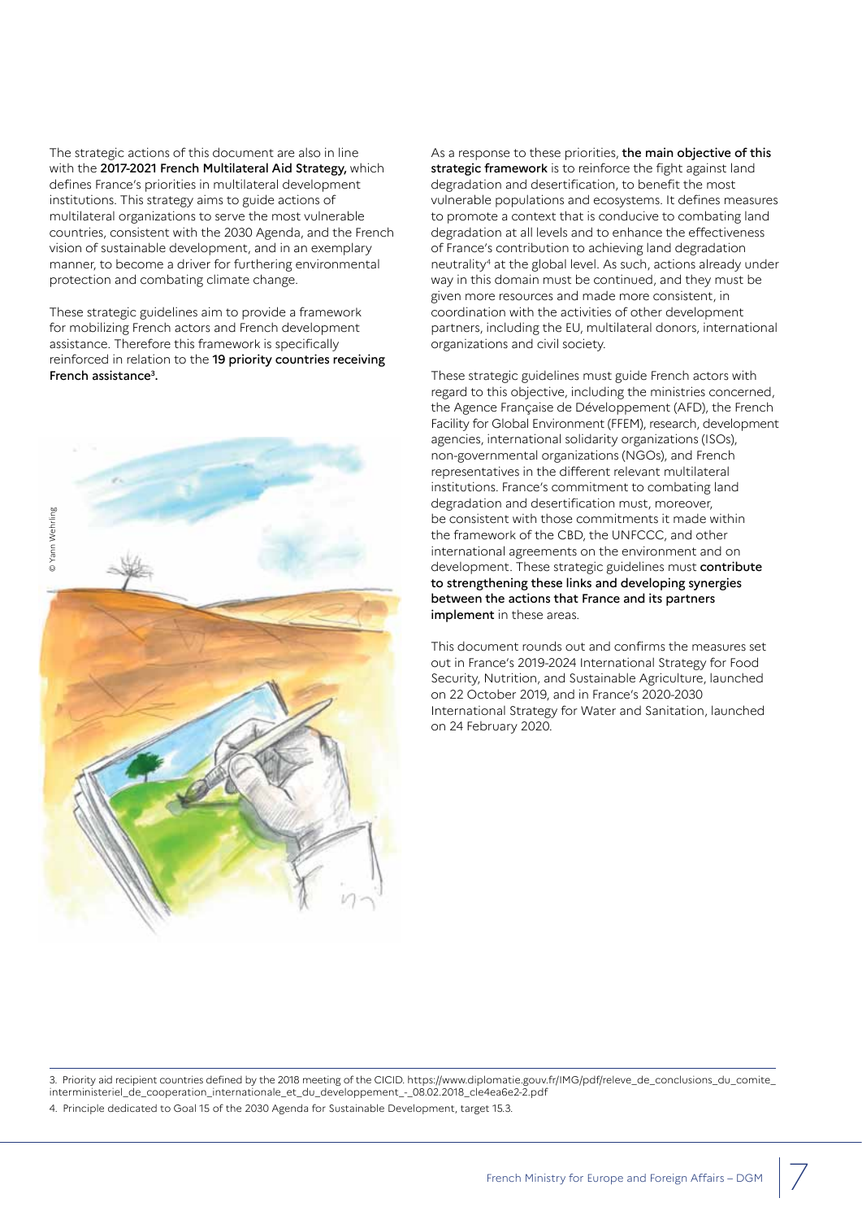The strategic actions of this document are also in line with the **2017-2021 French Multilateral Aid Strategy,** which defines France's priorities in multilateral development institutions. This strategy aims to guide actions of multilateral organizations to serve the most vulnerable countries, consistent with the 2030 Agenda, and the French vision of sustainable development, and in an exemplary manner, to become a driver for furthering environmental protection and combating climate change.

These strategic guidelines aim to provide a framework for mobilizing French actors and French development assistance. Therefore this framework is specifically reinforced in relation to the **19 priority countries receiving French assistance[3].**

© Yann Wehrling

As a response to these priorities, **the main objective of this strategic framework** is to reinforce the fight against land degradation and desertification, to benefit the most vulnerable populations and ecosystems. It defines measures to promote a context that is conducive to combating land degradation at all levels and to enhance the effectiveness of France's contribution to achieving land degradation neutrality[4] at the global level. As such, actions already under way in this domain must be continued, and they must be given more resources and made more consistent, in coordination with the activities of other development partners, including the EU, multilateral donors, international organizations and civil society.

These strategic guidelines must guide French actors with regard to this objective, including the ministries concerned, the Agence Française de Développement (AFD), the French Facility for Global Environment (FFEM), research, development agencies, international solidarity organizations (ISOs), non-governmental organizations (NGOs), and French representatives in the different relevant multilateral institutions. France's commitment to combating land degradation and desertification must, moreover, be consistent with those commitments it made within the framework of the CBD, the UNFCCC, and other international agreements on the environment and on development. These strategic guidelines must **contribute to strengthening these links and developing synergies between the actions that France and its partners implement** in these areas.

This document rounds out and confirms the measures set out in France's 2019-2024 International Strategy for Food Security, Nutrition, and Sustainable Agriculture, launched on 22 October 2019, and in France's 2020-2030 International Strategy for Water and Sanitation, launched on 24 February 2020.

---

3. Priority aid recipient countries defined by the 2018 meeting of the CICID. https://www.diplomatie.gouv.fr/IMG/pdf/releve_de_conclusions_du_comite_interministeriel_de_cooperation_internationale_et_du_developpement_-_08.02.2018_cle4ea6e2-2.pdf

4. Principle dedicated to Goal 15 of the 2030 Agenda for Sustainable Development, target 15.3.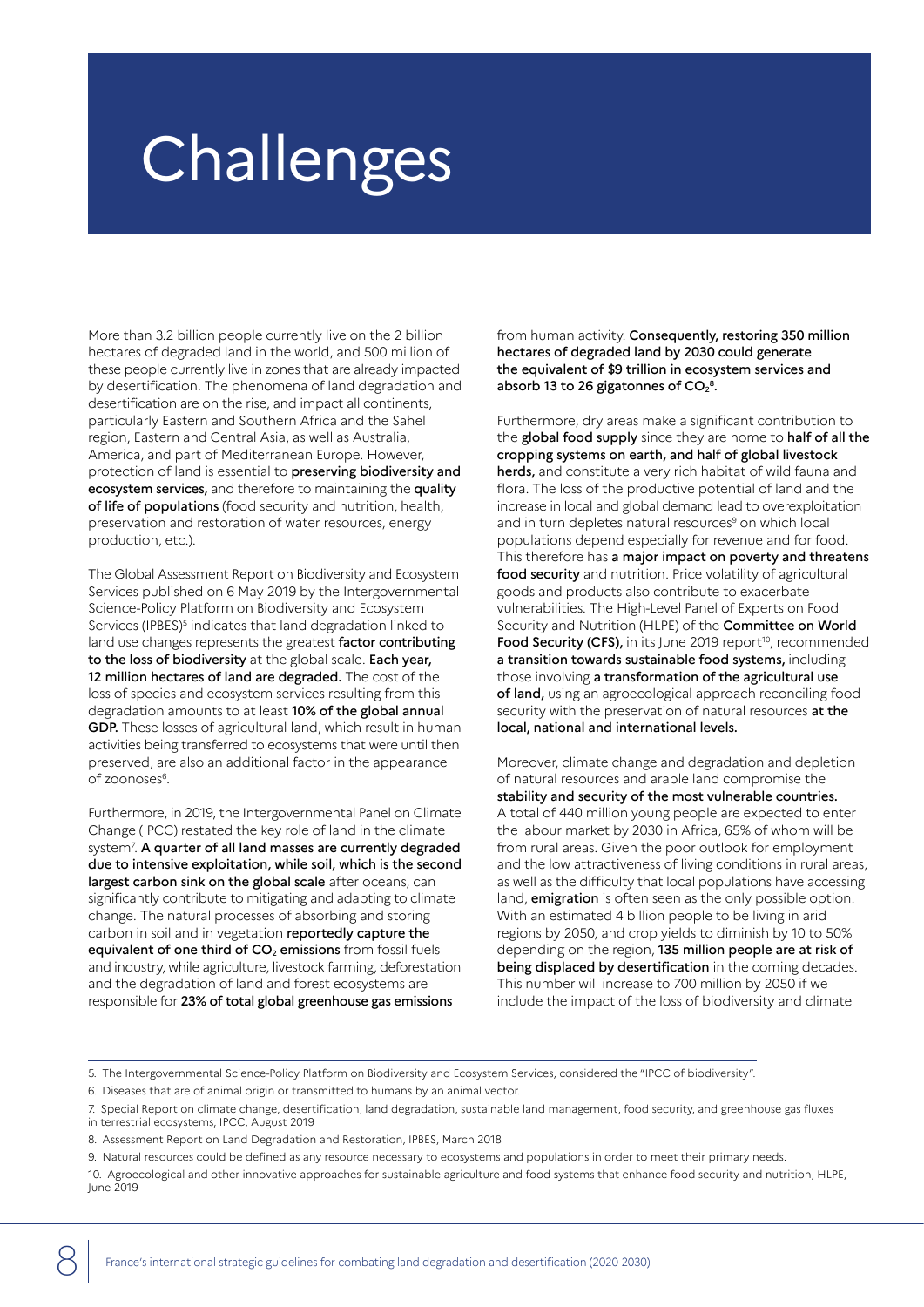# Challenges

More than 3.2 billion people currently live on the 2 billion hectares of degraded land in the world, and 500 million of these people currently live in zones that are already impacted by desertification. The phenomena of land degradation and desertification are on the rise, and impact all continents, particularly Eastern and Southern Africa and the Sahel region, Eastern and Central Asia, as well as Australia, America, and part of Mediterranean Europe. However, protection of land is essential to **preserving biodiversity and ecosystem services,** and therefore to maintaining the **quality of life of populations** (food security and nutrition, health, preservation and restoration of water resources, energy production, etc.).

The Global Assessment Report on Biodiversity and Ecosystem Services published on 6 May 2019 by the Intergovernmental Science-Policy Platform on Biodiversity and Ecosystem Services (IPBES)[5] indicates that land degradation linked to land use changes represents the greatest **factor contributing to the loss of biodiversity** at the global scale. **Each year, 12 million hectares of land are degraded.** The cost of the loss of species and ecosystem services resulting from this degradation amounts to at least **10% of the global annual GDP.** These losses of agricultural land, which result in human activities being transferred to ecosystems that were until then preserved, are also an additional factor in the appearance of zoonoses[6].

Furthermore, in 2019, the Intergovernmental Panel on Climate Change (IPCC) restated the key role of land in the climate system[7]. **A quarter of all land masses are currently degraded due to intensive exploitation, while soil, which is the second largest carbon sink on the global scale** after oceans, can significantly contribute to mitigating and adapting to climate change. The natural processes of absorbing and storing carbon in soil and in vegetation **reportedly capture the equivalent of one third of $CO_2$ emissions** from fossil fuels and industry, while agriculture, livestock farming, deforestation and the degradation of land and forest ecosystems are responsible for **23% of total global greenhouse gas emissions** from human activity. **Consequently, restoring 350 million hectares of degraded land by 2030 could generate the equivalent of $9 trillion in ecosystem services and absorb 13 to 26 gigatonnes of $CO_2$[8].**

Furthermore, dry areas make a significant contribution to the **global food supply** since they are home to **half of all the cropping systems on earth, and half of global livestock herds,** and constitute a very rich habitat of wild fauna and flora. The loss of the productive potential of land and the increase in local and global demand lead to overexploitation and in turn depletes natural resources[9] on which local populations depend especially for revenue and for food. This therefore has **a major impact on poverty and threatens food security** and nutrition. Price volatility of agricultural goods and products also contribute to exacerbate vulnerabilities. The High-Level Panel of Experts on Food Security and Nutrition (HLPE) of the **Committee on World Food Security (CFS),** in its June 2019 report[10], recommended **a transition towards sustainable food systems,** including those involving **a transformation of the agricultural use of land,** using an agroecological approach reconciling food security with the preservation of natural resources **at the local, national and international levels.**

Moreover, climate change and degradation and depletion of natural resources and arable land compromise the **stability and security of the most vulnerable countries.** A total of 440 million young people are expected to enter the labour market by 2030 in Africa, 65% of whom will be from rural areas. Given the poor outlook for employment and the low attractiveness of living conditions in rural areas, as well as the difficulty that local populations have accessing land, **emigration** is often seen as the only possible option. With an estimated 4 billion people to be living in arid regions by 2050, and crop yields to diminish by 10 to 50% depending on the region, **135 million people are at risk of being displaced by desertification** in the coming decades. This number will increase to 700 million by 2050 if we include the impact of the loss of biodiversity and climate

---

5. The Intergovernmental Science-Policy Platform on Biodiversity and Ecosystem Services, considered the "IPCC of biodiversity".
6. Diseases that are of animal origin or transmitted to humans by an animal vector.
7. Special Report on climate change, desertification, land degradation, sustainable land management, food security, and greenhouse gas fluxes in terrestrial ecosystems, IPCC, August 2019
8. Assessment Report on Land Degradation and Restoration, IPBES, March 2018
9. Natural resources could be defined as any resource necessary to ecosystems and populations in order to meet their primary needs.
10. Agroecological and other innovative approaches for sustainable agriculture and food systems that enhance food security and nutrition, HLPE, June 2019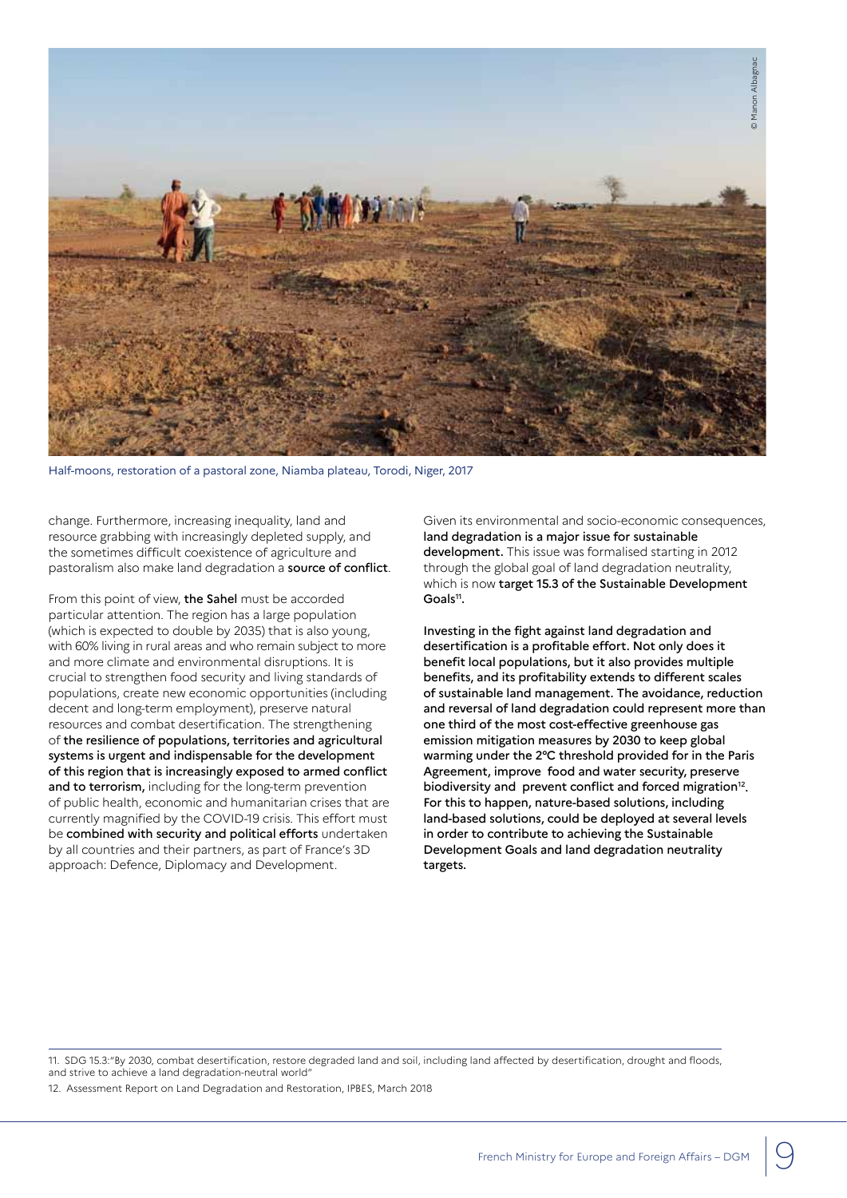Half-moons, restoration of a pastoral zone, Niamba plateau, Torodi, Niger, 2017

change. Furthermore, increasing inequality, land and resource grabbing with increasingly depleted supply, and the sometimes difficult coexistence of agriculture and pastoralism also make land degradation a **source of conflict**.

From this point of view, **the Sahel** must be accorded particular attention. The region has a large population (which is expected to double by 2035) that is also young, with 60% living in rural areas and who remain subject to more and more climate and environmental disruptions. It is crucial to strengthen food security and living standards of populations, create new economic opportunities (including decent and long-term employment), preserve natural resources and combat desertification. The strengthening of **the resilience of populations, territories and agricultural systems is urgent and indispensable for the development of this region that is increasingly exposed to armed conflict and to terrorism,** including for the long-term prevention of public health, economic and humanitarian crises that are currently magnified by the COVID-19 crisis. This effort must be **combined with security and political efforts** undertaken by all countries and their partners, as part of France's 3D approach: Defence, Diplomacy and Development.

Given its environmental and socio-economic consequences, **land degradation is a major issue for sustainable development.** This issue was formalised starting in 2012 through the global goal of land degradation neutrality, which is now **target 15.3 of the Sustainable Development Goals**[11].

**Investing in the fight against land degradation and desertification is a profitable effort. Not only does it benefit local populations, but it also provides multiple benefits, and its profitability extends to different scales of sustainable land management. The avoidance, reduction and reversal of land degradation could represent more than one third of the most cost-effective greenhouse gas emission mitigation measures by 2030 to keep global warming under the 2°C threshold provided for in the Paris Agreement, improve food and water security, preserve biodiversity and prevent conflict and forced migration**[12]**. For this to happen, nature-based solutions, including land-based solutions, could be deployed at several levels in order to contribute to achieving the Sustainable Development Goals and land degradation neutrality targets.**

---

11. SDG 15.3:"By 2030, combat desertification, restore degraded land and soil, including land affected by desertification, drought and floods, and strive to achieve a land degradation-neutral world"

12. Assessment Report on Land Degradation and Restoration, IPBES, March 2018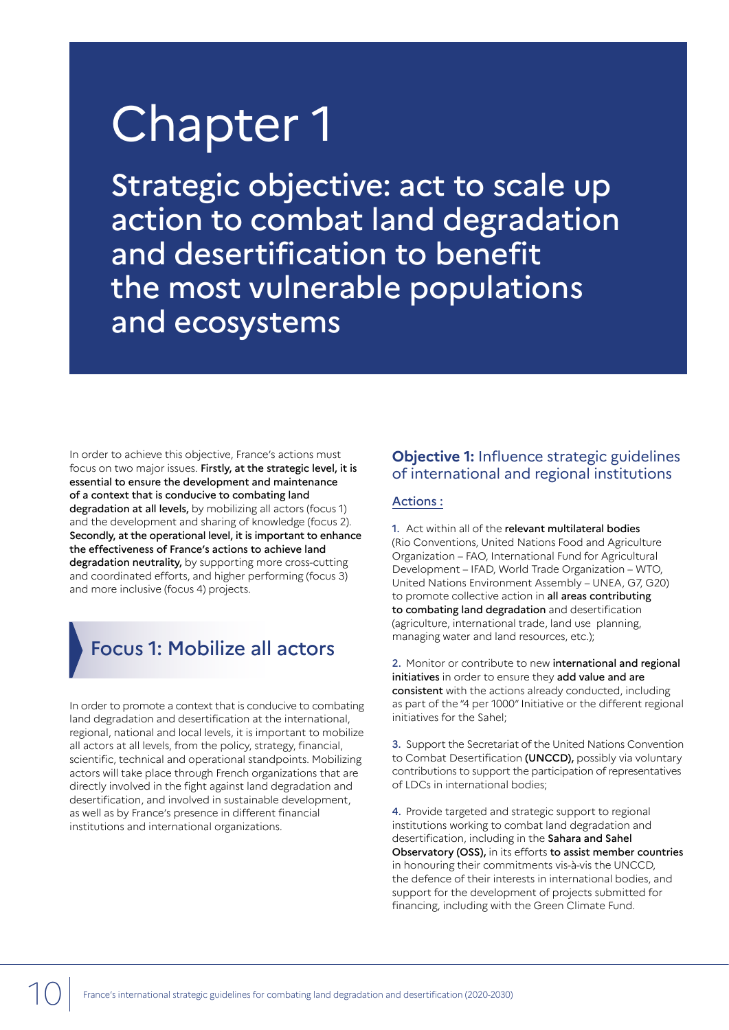# Chapter 1

## Strategic objective: act to scale up action to combat land degradation and desertification to benefit the most vulnerable populations and ecosystems

In order to achieve this objective, France's actions must focus on two major issues. **Firstly, at the strategic level, it is essential to ensure the development and maintenance of a context that is conducive to combating land degradation at all levels,** by mobilizing all actors (focus 1) and the development and sharing of knowledge (focus 2). **Secondly, at the operational level, it is important to enhance the effectiveness of France's actions to achieve land degradation neutrality,** by supporting more cross-cutting and coordinated efforts, and higher performing (focus 3) and more inclusive (focus 4) projects.

## Focus 1: Mobilize all actors

In order to promote a context that is conducive to combating land degradation and desertification at the international, regional, national and local levels, it is important to mobilize all actors at all levels, from the policy, strategy, financial, scientific, technical and operational standpoints. Mobilizing actors will take place through French organizations that are directly involved in the fight against land degradation and desertification, and involved in sustainable development, as well as by France's presence in different financial institutions and international organizations.

### **Objective 1:** Influence strategic guidelines of international and regional institutions

Actions :

1. Act within all of the **relevant multilateral bodies** (Rio Conventions, United Nations Food and Agriculture Organization – FAO, International Fund for Agricultural Development – IFAD, World Trade Organization – WTO, United Nations Environment Assembly – UNEA, G7, G20) to promote collective action in **all areas contributing to combating land degradation** and desertification (agriculture, international trade, land use planning, managing water and land resources, etc.);

2. Monitor or contribute to new **international and regional initiatives** in order to ensure they **add value and are consistent** with the actions already conducted, including as part of the "4 per 1000" Initiative or the different regional initiatives for the Sahel;

3. Support the Secretariat of the United Nations Convention to Combat Desertification **(UNCCD),** possibly via voluntary contributions to support the participation of representatives of LDCs in international bodies;

4. Provide targeted and strategic support to regional institutions working to combat land degradation and desertification, including in the **Sahara and Sahel Observatory (OSS),** in its efforts **to assist member countries** in honouring their commitments vis-à-vis the UNCCD, the defence of their interests in international bodies, and support for the development of projects submitted for financing, including with the Green Climate Fund.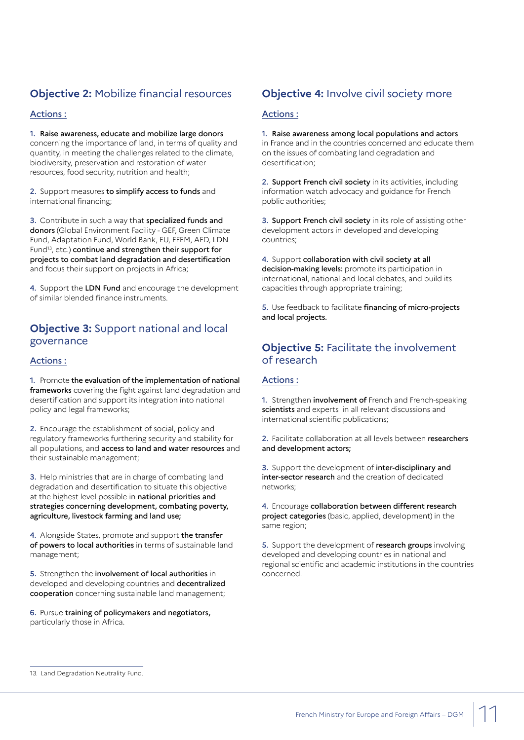## **Objective 2:** Mobilize financial resources

Actions :

1. **Raise awareness, educate and mobilize large donors** concerning the importance of land, in terms of quality and quantity, in meeting the challenges related to the climate, biodiversity, preservation and restoration of water resources, food security, nutrition and health;

2. Support measures **to simplify access to funds** and international financing;

3. Contribute in such a way that **specialized funds and donors** (Global Environment Facility - GEF, Green Climate Fund, Adaptation Fund, World Bank, EU, FFEM, AFD, LDN Fund[13], etc.) **continue and strengthen their support for projects to combat land degradation and desertification** and focus their support on projects in Africa;

4. Support the **LDN Fund** and encourage the development of similar blended finance instruments.

## **Objective 3:** Support national and local governance

Actions :

1. Promote **the evaluation of the implementation of national frameworks** covering the fight against land degradation and desertification and support its integration into national policy and legal frameworks;

2. Encourage the establishment of social, policy and regulatory frameworks furthering security and stability for all populations, and **access to land and water resources** and their sustainable management;

3. Help ministries that are in charge of combating land degradation and desertification to situate this objective at the highest level possible in **national priorities and strategies concerning development, combating poverty, agriculture, livestock farming and land use;**

4. Alongside States, promote and support **the transfer of powers to local authorities** in terms of sustainable land management;

5. Strengthen the **involvement of local authorities** in developed and developing countries and **decentralized cooperation** concerning sustainable land management;

6. Pursue **training of policymakers and negotiators,** particularly those in Africa.

## **Objective 4:** Involve civil society more

Actions :

1. **Raise awareness among local populations and actors** in France and in the countries concerned and educate them on the issues of combating land degradation and desertification;

2. **Support French civil society** in its activities, including information watch advocacy and guidance for French public authorities;

3. **Support French civil society** in its role of assisting other development actors in developed and developing countries;

4. Support **collaboration with civil society at all decision-making levels:** promote its participation in international, national and local debates, and build its capacities through appropriate training;

5. Use feedback to facilitate **financing of micro-projects and local projects.**

## **Objective 5:** Facilitate the involvement of research

Actions :

1. Strengthen **involvement of** French and French-speaking **scientists** and experts in all relevant discussions and international scientific publications;

2. Facilitate collaboration at all levels between **researchers and development actors;**

3. Support the development of **inter-disciplinary and inter-sector research** and the creation of dedicated networks;

4. Encourage **collaboration between different research project categories** (basic, applied, development) in the same region;

5. Support the development of **research groups** involving developed and developing countries in national and regional scientific and academic institutions in the countries concerned.

---

13. Land Degradation Neutrality Fund.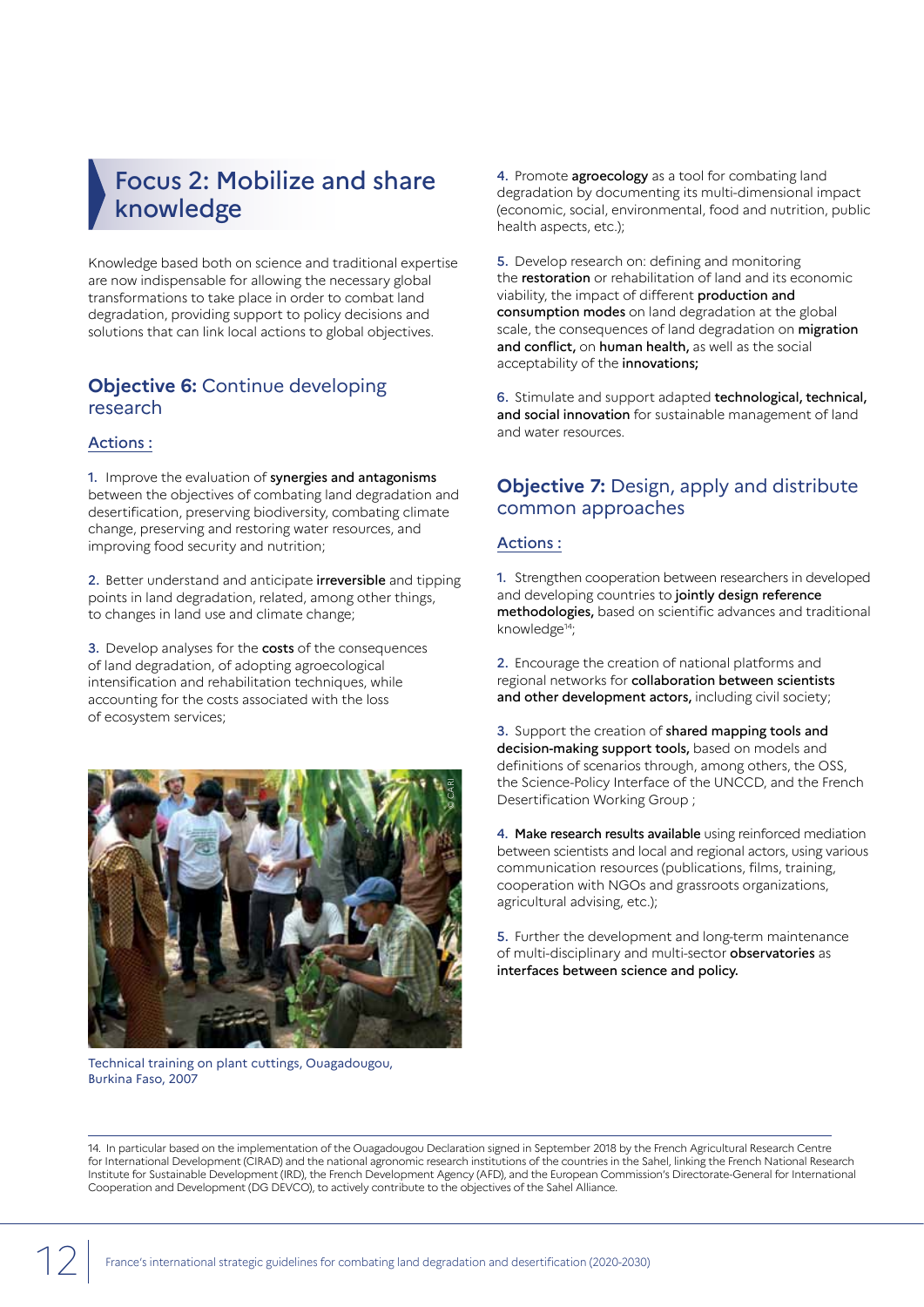## Focus 2: Mobilize and share knowledge

Knowledge based both on science and traditional expertise are now indispensable for allowing the necessary global transformations to take place in order to combat land degradation, providing support to policy decisions and solutions that can link local actions to global objectives.

### **Objective 6:** Continue developing research

Actions :

1. Improve the evaluation of **synergies and antagonisms** between the objectives of combating land degradation and desertification, preserving biodiversity, combating climate change, preserving and restoring water resources, and improving food security and nutrition;

2. Better understand and anticipate **irreversible** and tipping points in land degradation, related, among other things, to changes in land use and climate change;

3. Develop analyses for the **costs** of the consequences of land degradation, of adopting agroecological intensification and rehabilitation techniques, while accounting for the costs associated with the loss of ecosystem services;

Technical training on plant cuttings, Ouagadougou, Burkina Faso, 2007

4. Promote **agroecology** as a tool for combating land degradation by documenting its multi-dimensional impact (economic, social, environmental, food and nutrition, public health aspects, etc.);

5. Develop research on: defining and monitoring the **restoration** or rehabilitation of land and its economic viability, the impact of different **production and consumption modes** on land degradation at the global scale, the consequences of land degradation on **migration and conflict,** on **human health,** as well as the social acceptability of the **innovations;**

6. Stimulate and support adapted **technological, technical, and social innovation** for sustainable management of land and water resources.

### **Objective 7:** Design, apply and distribute common approaches

Actions :

1. Strengthen cooperation between researchers in developed and developing countries to **jointly design reference methodologies,** based on scientific advances and traditional knowledge[14];

2. Encourage the creation of national platforms and regional networks for **collaboration between scientists and other development actors,** including civil society;

3. Support the creation of **shared mapping tools and decision-making support tools,** based on models and definitions of scenarios through, among others, the OSS, the Science-Policy Interface of the UNCCD, and the French Desertification Working Group ;

4. **Make research results available** using reinforced mediation between scientists and local and regional actors, using various communication resources (publications, films, training, cooperation with NGOs and grassroots organizations, agricultural advising, etc.);

5. Further the development and long-term maintenance of multi-disciplinary and multi-sector **observatories** as **interfaces between science and policy.**

---

14. In particular based on the implementation of the Ouagadougou Declaration signed in September 2018 by the French Agricultural Research Centre for International Development (CIRAD) and the national agronomic research institutions of the countries in the Sahel, linking the French National Research Institute for Sustainable Development (IRD), the French Development Agency (AFD), and the European Commission's Directorate-General for International Cooperation and Development (DG DEVCO), to actively contribute to the objectives of the Sahel Alliance.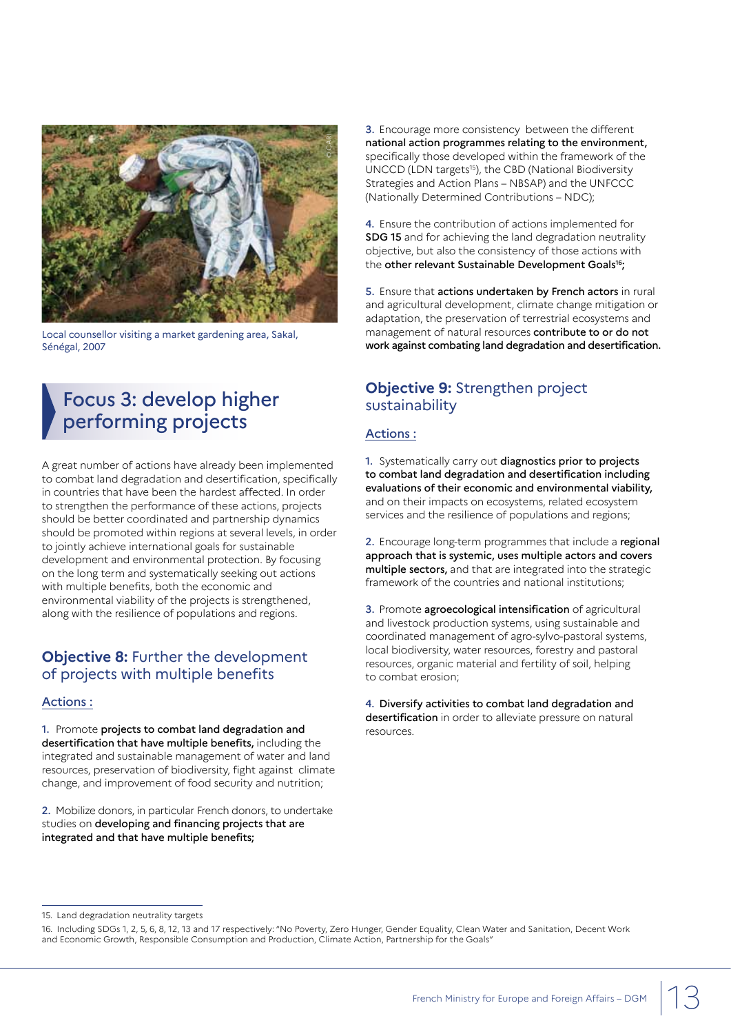Local counsellor visiting a market gardening area, Sakal, Sénégal, 2007

## Focus 3: develop higher performing projects

A great number of actions have already been implemented to combat land degradation and desertification, specifically in countries that have been the hardest affected. In order to strengthen the performance of these actions, projects should be better coordinated and partnership dynamics should be promoted within regions at several levels, in order to jointly achieve international goals for sustainable development and environmental protection. By focusing on the long term and systematically seeking out actions with multiple benefits, both the economic and environmental viability of the projects is strengthened, along with the resilience of populations and regions.

### **Objective 8:** Further the development of projects with multiple benefits

Actions :

1. Promote **projects to combat land degradation and desertification that have multiple benefits,** including the integrated and sustainable management of water and land resources, preservation of biodiversity, fight against climate change, and improvement of food security and nutrition;

2. Mobilize donors, in particular French donors, to undertake studies on **developing and financing projects that are integrated and that have multiple benefits;**

3. Encourage more consistency between the different **national action programmes relating to the environment,** specifically those developed within the framework of the UNCCD (LDN targets[15]), the CBD (National Biodiversity Strategies and Action Plans – NBSAP) and the UNFCCC (Nationally Determined Contributions – NDC);

4. Ensure the contribution of actions implemented for **SDG 15** and for achieving the land degradation neutrality objective, but also the consistency of those actions with the **other relevant Sustainable Development Goals[16];**

5. Ensure that **actions undertaken by French actors** in rural and agricultural development, climate change mitigation or adaptation, the preservation of terrestrial ecosystems and management of natural resources **contribute to or do not work against combating land degradation and desertification.**

### **Objective 9:** Strengthen project sustainability

Actions :

1. Systematically carry out **diagnostics prior to projects to combat land degradation and desertification including evaluations of their economic and environmental viability,** and on their impacts on ecosystems, related ecosystem services and the resilience of populations and regions;

2. Encourage long-term programmes that include a **regional approach that is systemic, uses multiple actors and covers multiple sectors,** and that are integrated into the strategic framework of the countries and national institutions;

3. Promote **agroecological intensification** of agricultural and livestock production systems, using sustainable and coordinated management of agro-sylvo-pastoral systems, local biodiversity, water resources, forestry and pastoral resources, organic material and fertility of soil, helping to combat erosion;

4. **Diversify activities to combat land degradation and desertification** in order to alleviate pressure on natural resources.

---

15. Land degradation neutrality targets

16. Including SDGs 1, 2, 5, 6, 8, 12, 13 and 17 respectively: "No Poverty, Zero Hunger, Gender Equality, Clean Water and Sanitation, Decent Work and Economic Growth, Responsible Consumption and Production, Climate Action, Partnership for the Goals"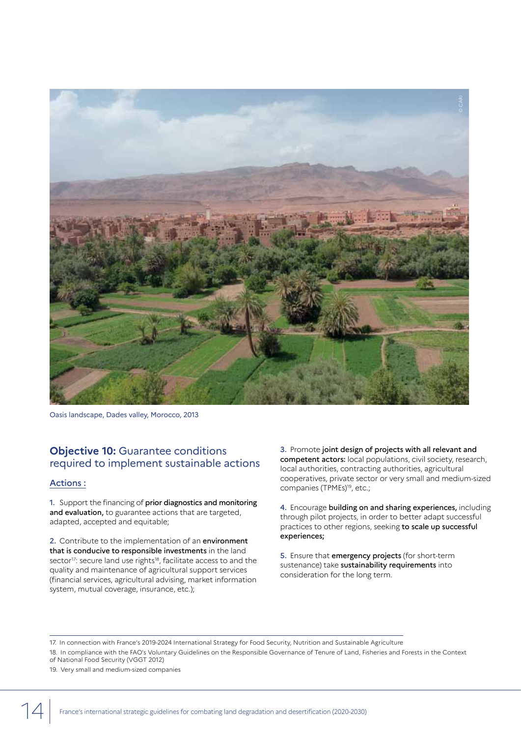Oasis landscape, Dades valley, Morocco, 2013

## **Objective 10:** Guarantee conditions required to implement sustainable actions

### Actions :

1. Support the financing of **prior diagnostics and monitoring and evaluation,** to guarantee actions that are targeted, adapted, accepted and equitable;

2. Contribute to the implementation of an **environment that is conducive to responsible investments** in the land sector[17]: secure land use rights[18], facilitate access to and the quality and maintenance of agricultural support services (financial services, agricultural advising, market information system, mutual coverage, insurance, etc.);

3. Promote **joint design of projects with all relevant and competent actors:** local populations, civil society, research, local authorities, contracting authorities, agricultural cooperatives, private sector or very small and medium-sized companies (TPMEs)[19], etc.;

4. Encourage **building on and sharing experiences,** including through pilot projects, in order to better adapt successful practices to other regions, seeking **to scale up successful experiences;**

5. Ensure that **emergency projects** (for short-term sustenance) take **sustainability requirements** into consideration for the long term.

---

17. In connection with France's 2019-2024 International Strategy for Food Security, Nutrition and Sustainable Agriculture

18. In compliance with the FAO's Voluntary Guidelines on the Responsible Governance of Tenure of Land, Fisheries and Forests in the Context of National Food Security (VGGT 2012)

19. Very small and medium-sized companies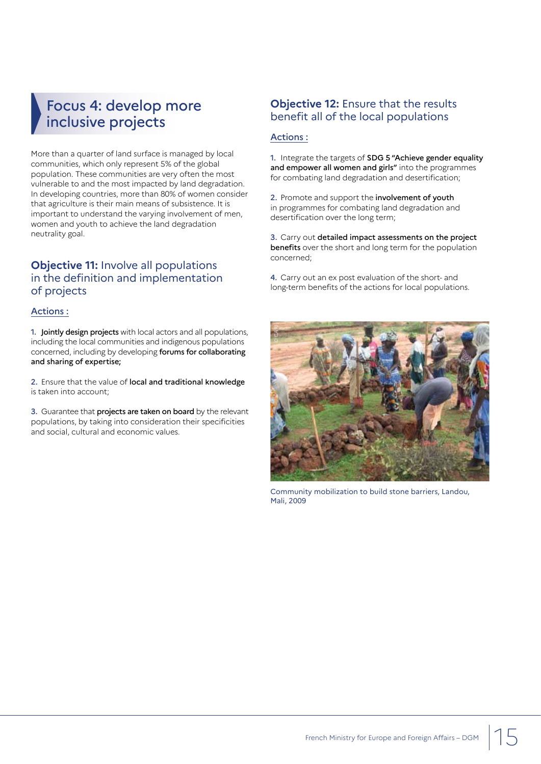# Focus 4: develop more inclusive projects

More than a quarter of land surface is managed by local communities, which only represent 5% of the global population. These communities are very often the most vulnerable to and the most impacted by land degradation. In developing countries, more than 80% of women consider that agriculture is their main means of subsistence. It is important to understand the varying involvement of men, women and youth to achieve the land degradation neutrality goal.

## **Objective 11:** Involve all populations in the definition and implementation of projects

### Actions :

1. **Jointly design projects** with local actors and all populations, including the local communities and indigenous populations concerned, including by developing **forums for collaborating and sharing of expertise;**

2. Ensure that the value of **local and traditional knowledge** is taken into account;

3. Guarantee that **projects are taken on board** by the relevant populations, by taking into consideration their specificities and social, cultural and economic values.

## **Objective 12:** Ensure that the results benefit all of the local populations

### Actions :

1. Integrate the targets of **SDG 5 "Achieve gender equality and empower all women and girls"** into the programmes for combating land degradation and desertification;

2. Promote and support the **involvement of youth** in programmes for combating land degradation and desertification over the long term;

3. Carry out **detailed impact assessments on the project benefits** over the short and long term for the population concerned;

4. Carry out an ex post evaluation of the short- and long-term benefits of the actions for local populations.

Community mobilization to build stone barriers, Landou, Mali, 2009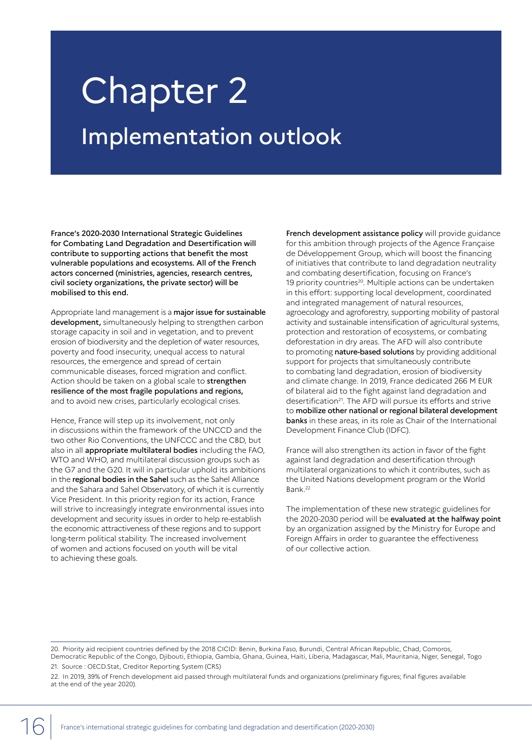# Chapter 2

## Implementation outlook

**France's 2020-2030 International Strategic Guidelines for Combating Land Degradation and Desertification will contribute to supporting actions that benefit the most vulnerable populations and ecosystems. All of the French actors concerned (ministries, agencies, research centres, civil society organizations, the private sector) will be mobilised to this end.**

Appropriate land management is a **major issue for sustainable development,** simultaneously helping to strengthen carbon storage capacity in soil and in vegetation, and to prevent erosion of biodiversity and the depletion of water resources, poverty and food insecurity, unequal access to natural resources, the emergence and spread of certain communicable diseases, forced migration and conflict. Action should be taken on a global scale to **strengthen resilience of the most fragile populations and regions,** and to avoid new crises, particularly ecological crises.

Hence, France will step up its involvement, not only in discussions within the framework of the UNCCD and the two other Rio Conventions, the UNFCCC and the CBD, but also in all **appropriate multilateral bodies** including the FAO, WTO and WHO, and multilateral discussion groups such as the G7 and the G20. It will in particular uphold its ambitions in the **regional bodies in the Sahel** such as the Sahel Alliance and the Sahara and Sahel Observatory, of which it is currently Vice President. In this priority region for its action, France will strive to increasingly integrate environmental issues into development and security issues in order to help re-establish the economic attractiveness of these regions and to support long-term political stability. The increased involvement of women and actions focused on youth will be vital to achieving these goals.

**French development assistance policy** will provide guidance for this ambition through projects of the Agence Française de Développement Group, which will boost the financing of initiatives that contribute to land degradation neutrality and combating desertification, focusing on France's 19 priority countries[20]. Multiple actions can be undertaken in this effort: supporting local development, coordinated and integrated management of natural resources, agroecology and agroforestry, supporting mobility of pastoral activity and sustainable intensification of agricultural systems, protection and restoration of ecosystems, or combating deforestation in dry areas. The AFD will also contribute to promoting **nature-based solutions** by providing additional support for projects that simultaneously contribute to combating land degradation, erosion of biodiversity and climate change. In 2019, France dedicated 266 M EUR of bilateral aid to the fight against land degradation and desertification[21]. The AFD will pursue its efforts and strive to **mobilize other national or regional bilateral development banks** in these areas, in its role as Chair of the International Development Finance Club (IDFC).

France will also strengthen its action in favor of the fight against land degradation and desertification through multilateral organizations to which it contributes, such as the United Nations development program or the World Bank.[22]

The implementation of these new strategic guidelines for the 2020-2030 period will be **evaluated at the halfway point** by an organization assigned by the Ministry for Europe and Foreign Affairs in order to guarantee the effectiveness of our collective action.

---

20. Priority aid recipient countries defined by the 2018 CICID: Benin, Burkina Faso, Burundi, Central African Republic, Chad, Comoros, Democratic Republic of the Congo, Djibouti, Ethiopia, Gambia, Ghana, Guinea, Haiti, Liberia, Madagascar, Mali, Mauritania, Niger, Senegal, Togo

21. Source : OECD.Stat, Creditor Reporting System (CRS)

22. In 2019, 39% of French development aid passed through multilateral funds and organizations (preliminary figures; final figures available at the end of the year 2020).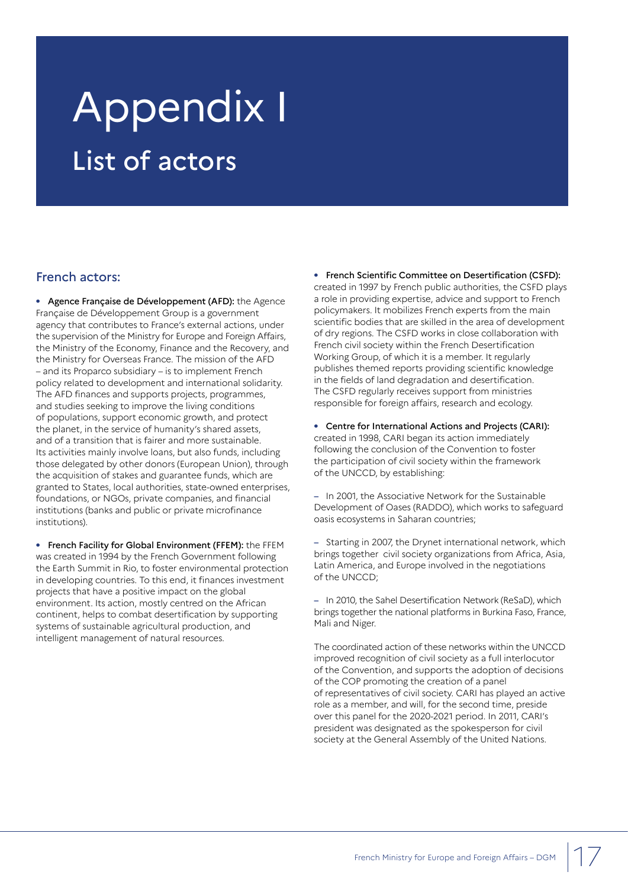# Appendix I

## List of actors

### French actors:

- **Agence Française de Développement (AFD):** the Agence Française de Développement Group is a government agency that contributes to France's external actions, under the supervision of the Ministry for Europe and Foreign Affairs, the Ministry of the Economy, Finance and the Recovery, and the Ministry for Overseas France. The mission of the AFD – and its Proparco subsidiary – is to implement French policy related to development and international solidarity. The AFD finances and supports projects, programmes, and studies seeking to improve the living conditions of populations, support economic growth, and protect the planet, in the service of humanity's shared assets, and of a transition that is fairer and more sustainable. Its activities mainly involve loans, but also funds, including those delegated by other donors (European Union), through the acquisition of stakes and guarantee funds, which are granted to States, local authorities, state-owned enterprises, foundations, or NGOs, private companies, and financial institutions (banks and public or private microfinance institutions).

- **French Facility for Global Environment (FFEM):** the FFEM was created in 1994 by the French Government following the Earth Summit in Rio, to foster environmental protection in developing countries. To this end, it finances investment projects that have a positive impact on the global environment. Its action, mostly centred on the African continent, helps to combat desertification by supporting systems of sustainable agricultural production, and intelligent management of natural resources.

- **French Scientific Committee on Desertification (CSFD):** created in 1997 by French public authorities, the CSFD plays a role in providing expertise, advice and support to French policymakers. It mobilizes French experts from the main scientific bodies that are skilled in the area of development of dry regions. The CSFD works in close collaboration with French civil society within the French Desertification Working Group, of which it is a member. It regularly publishes themed reports providing scientific knowledge in the fields of land degradation and desertification. The CSFD regularly receives support from ministries responsible for foreign affairs, research and ecology.

- **Centre for International Actions and Projects (CARI):** created in 1998, CARI began its action immediately following the conclusion of the Convention to foster the participation of civil society within the framework of the UNCCD, by establishing:

  – In 2001, the Associative Network for the Sustainable Development of Oases (RADDO), which works to safeguard oasis ecosystems in Saharan countries;

  – Starting in 2007, the Drynet international network, which brings together civil society organizations from Africa, Asia, Latin America, and Europe involved in the negotiations of the UNCCD;

  – In 2010, the Sahel Desertification Network (ReSaD), which brings together the national platforms in Burkina Faso, France, Mali and Niger.

  The coordinated action of these networks within the UNCCD improved recognition of civil society as a full interlocutor of the Convention, and supports the adoption of decisions of the COP promoting the creation of a panel of representatives of civil society. CARI has played an active role as a member, and will, for the second time, preside over this panel for the 2020-2021 period. In 2011, CARI's president was designated as the spokesperson for civil society at the General Assembly of the United Nations.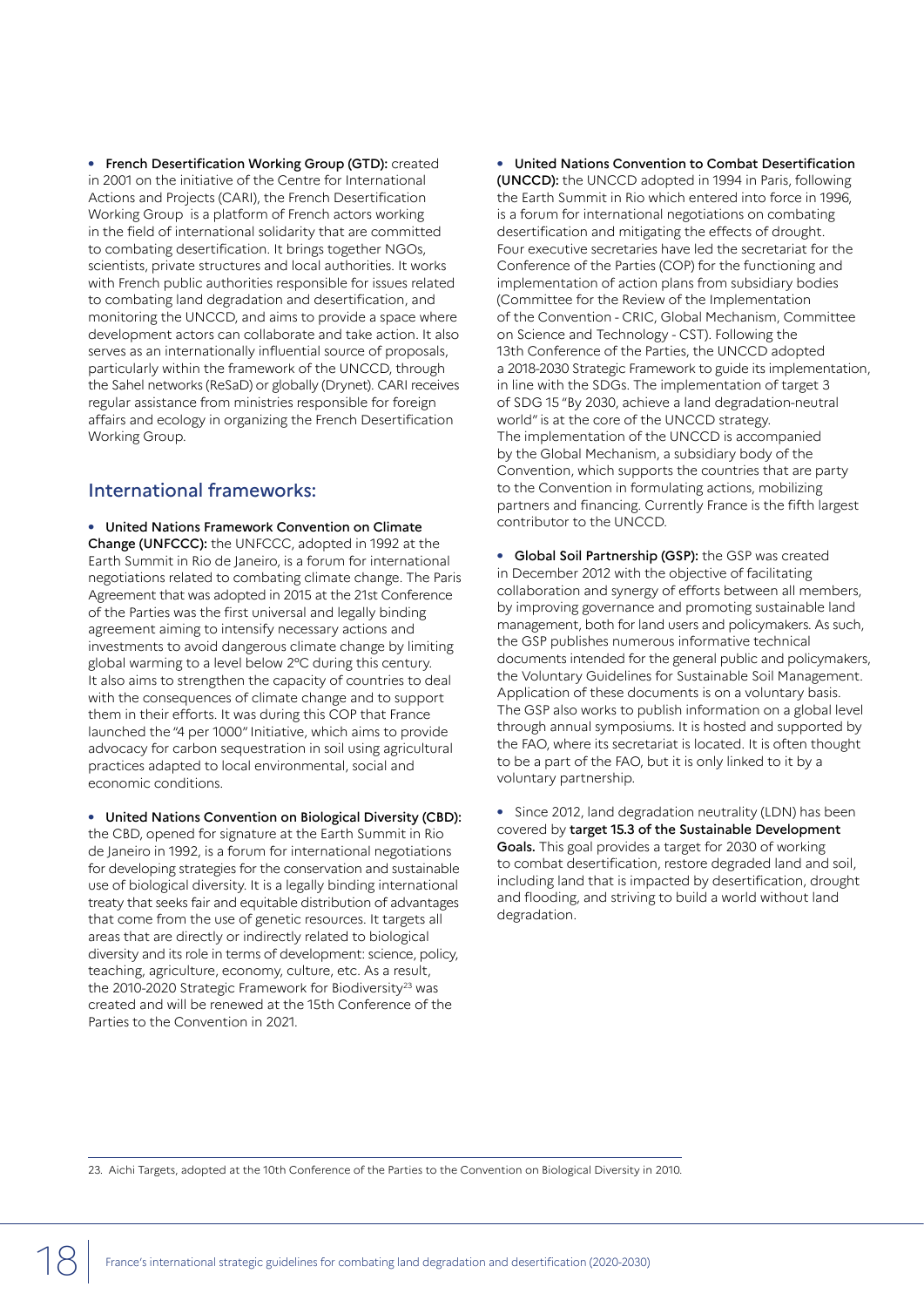- **French Desertification Working Group (GTD):** created in 2001 on the initiative of the Centre for International Actions and Projects (CARI), the French Desertification Working Group is a platform of French actors working in the field of international solidarity that are committed to combating desertification. It brings together NGOs, scientists, private structures and local authorities. It works with French public authorities responsible for issues related to combating land degradation and desertification, and monitoring the UNCCD, and aims to provide a space where development actors can collaborate and take action. It also serves as an internationally influential source of proposals, particularly within the framework of the UNCCD, through the Sahel networks (ReSaD) or globally (Drynet). CARI receives regular assistance from ministries responsible for foreign affairs and ecology in organizing the French Desertification Working Group.

## International frameworks:

- **United Nations Framework Convention on Climate Change (UNFCCC):** the UNFCCC, adopted in 1992 at the Earth Summit in Rio de Janeiro, is a forum for international negotiations related to combating climate change. The Paris Agreement that was adopted in 2015 at the 21st Conference of the Parties was the first universal and legally binding agreement aiming to intensify necessary actions and investments to avoid dangerous climate change by limiting global warming to a level below 2°C during this century. It also aims to strengthen the capacity of countries to deal with the consequences of climate change and to support them in their efforts. It was during this COP that France launched the "4 per 1000" Initiative, which aims to provide advocacy for carbon sequestration in soil using agricultural practices adapted to local environmental, social and economic conditions.

- **United Nations Convention on Biological Diversity (CBD):** the CBD, opened for signature at the Earth Summit in Rio de Janeiro in 1992, is a forum for international negotiations for developing strategies for the conservation and sustainable use of biological diversity. It is a legally binding international treaty that seeks fair and equitable distribution of advantages that come from the use of genetic resources. It targets all areas that are directly or indirectly related to biological diversity and its role in terms of development: science, policy, teaching, agriculture, economy, culture, etc. As a result, the 2010-2020 Strategic Framework for Biodiversity[23] was created and will be renewed at the 15th Conference of the Parties to the Convention in 2021.

- **United Nations Convention to Combat Desertification (UNCCD):** the UNCCD adopted in 1994 in Paris, following the Earth Summit in Rio which entered into force in 1996, is a forum for international negotiations on combating desertification and mitigating the effects of drought. Four executive secretaries have led the secretariat for the Conference of the Parties (COP) for the functioning and implementation of action plans from subsidiary bodies (Committee for the Review of the Implementation of the Convention - CRIC, Global Mechanism, Committee on Science and Technology - CST). Following the 13th Conference of the Parties, the UNCCD adopted a 2018-2030 Strategic Framework to guide its implementation, in line with the SDGs. The implementation of target 3 of SDG 15 "By 2030, achieve a land degradation-neutral world" is at the core of the UNCCD strategy.
The implementation of the UNCCD is accompanied by the Global Mechanism, a subsidiary body of the Convention, which supports the countries that are party to the Convention in formulating actions, mobilizing partners and financing. Currently France is the fifth largest contributor to the UNCCD.

- **Global Soil Partnership (GSP):** the GSP was created in December 2012 with the objective of facilitating collaboration and synergy of efforts between all members, by improving governance and promoting sustainable land management, both for land users and policymakers. As such, the GSP publishes numerous informative technical documents intended for the general public and policymakers, the Voluntary Guidelines for Sustainable Soil Management. Application of these documents is on a voluntary basis. The GSP also works to publish information on a global level through annual symposiums. It is hosted and supported by the FAO, where its secretariat is located. It is often thought to be a part of the FAO, but it is only linked to it by a voluntary partnership.

- Since 2012, land degradation neutrality (LDN) has been covered by **target 15.3 of the Sustainable Development Goals.** This goal provides a target for 2030 of working to combat desertification, restore degraded land and soil, including land that is impacted by desertification, drought and flooding, and striving to build a world without land degradation.

23. Aichi Targets, adopted at the 10th Conference of the Parties to the Convention on Biological Diversity in 2010.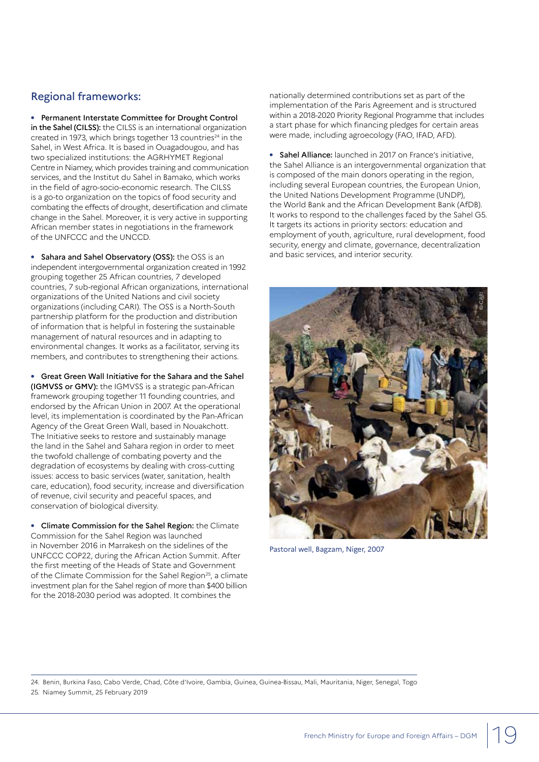## Regional frameworks:

- **Permanent Interstate Committee for Drought Control in the Sahel (CILSS):** the CILSS is an international organization created in 1973, which brings together 13 countries[24] in the Sahel, in West Africa. It is based in Ouagadougou, and has two specialized institutions: the AGRHYMET Regional Centre in Niamey, which provides training and communication services, and the Institut du Sahel in Bamako, which works in the field of agro-socio-economic research. The CILSS is a go-to organization on the topics of food security and combating the effects of drought, desertification and climate change in the Sahel. Moreover, it is very active in supporting African member states in negotiations in the framework of the UNFCCC and the UNCCD.

- **Sahara and Sahel Observatory (OSS):** the OSS is an independent intergovernmental organization created in 1992 grouping together 25 African countries, 7 developed countries, 7 sub-regional African organizations, international organizations of the United Nations and civil society organizations (including CARI). The OSS is a North-South partnership platform for the production and distribution of information that is helpful in fostering the sustainable management of natural resources and in adapting to environmental changes. It works as a facilitator, serving its members, and contributes to strengthening their actions.

- **Great Green Wall Initiative for the Sahara and the Sahel (IGMVSS or GMV):** the IGMVSS is a strategic pan-African framework grouping together 11 founding countries, and endorsed by the African Union in 2007. At the operational level, its implementation is coordinated by the Pan-African Agency of the Great Green Wall, based in Nouakchott. The Initiative seeks to restore and sustainably manage the land in the Sahel and Sahara region in order to meet the twofold challenge of combating poverty and the degradation of ecosystems by dealing with cross-cutting issues: access to basic services (water, sanitation, health care, education), food security, increase and diversification of revenue, civil security and peaceful spaces, and conservation of biological diversity.

- **Climate Commission for the Sahel Region:** the Climate Commission for the Sahel Region was launched in November 2016 in Marrakesh on the sidelines of the UNFCCC COP22, during the African Action Summit. After the first meeting of the Heads of State and Government of the Climate Commission for the Sahel Region[25], a climate investment plan for the Sahel region of more than $400 billion for the 2018-2030 period was adopted. It combines the nationally determined contributions set as part of the implementation of the Paris Agreement and is structured within a 2018-2020 Priority Regional Programme that includes a start phase for which financing pledges for certain areas were made, including agroecology (FAO, IFAD, AFD).

- **Sahel Alliance:** launched in 2017 on France's initiative, the Sahel Alliance is an intergovernmental organization that is composed of the main donors operating in the region, including several European countries, the European Union, the United Nations Development Programme (UNDP), the World Bank and the African Development Bank (AfDB). It works to respond to the challenges faced by the Sahel G5. It targets its actions in priority sectors: education and employment of youth, agriculture, rural development, food security, energy and climate, governance, decentralization and basic services, and interior security.

Pastoral well, Bagzam, Niger, 2007

24. Benin, Burkina Faso, Cabo Verde, Chad, Côte d'Ivoire, Gambia, Guinea, Guinea-Bissau, Mali, Mauritania, Niger, Senegal, Togo

25. Niamey Summit, 25 February 2019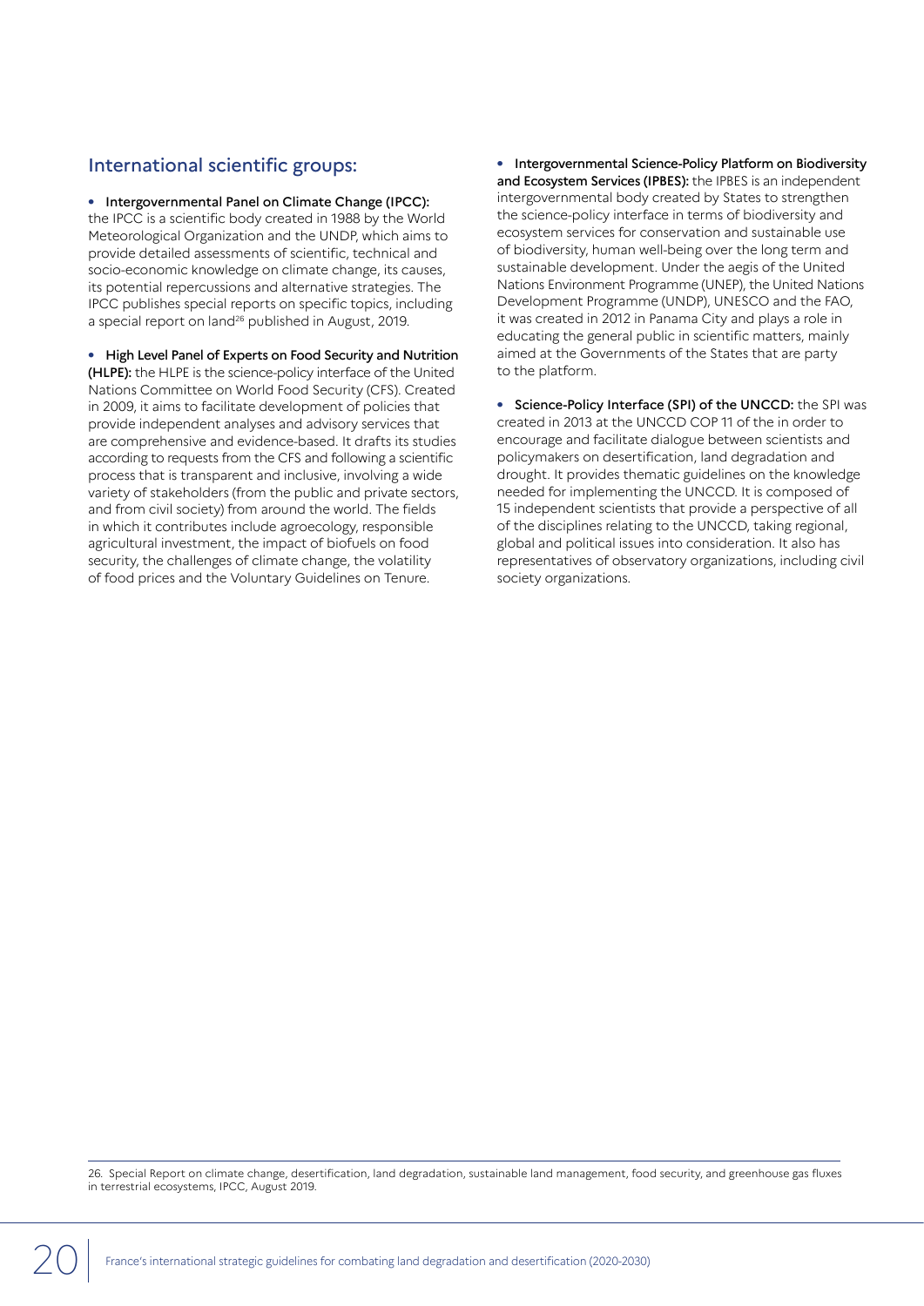## International scientific groups:

- **Intergovernmental Panel on Climate Change (IPCC):** the IPCC is a scientific body created in 1988 by the World Meteorological Organization and the UNDP, which aims to provide detailed assessments of scientific, technical and socio-economic knowledge on climate change, its causes, its potential repercussions and alternative strategies. The IPCC publishes special reports on specific topics, including a special report on land[26] published in August, 2019.

- **High Level Panel of Experts on Food Security and Nutrition (HLPE):** the HLPE is the science-policy interface of the United Nations Committee on World Food Security (CFS). Created in 2009, it aims to facilitate development of policies that provide independent analyses and advisory services that are comprehensive and evidence-based. It drafts its studies according to requests from the CFS and following a scientific process that is transparent and inclusive, involving a wide variety of stakeholders (from the public and private sectors, and from civil society) from around the world. The fields in which it contributes include agroecology, responsible agricultural investment, the impact of biofuels on food security, the challenges of climate change, the volatility of food prices and the Voluntary Guidelines on Tenure.

- **Intergovernmental Science-Policy Platform on Biodiversity and Ecosystem Services (IPBES):** the IPBES is an independent intergovernmental body created by States to strengthen the science-policy interface in terms of biodiversity and ecosystem services for conservation and sustainable use of biodiversity, human well-being over the long term and sustainable development. Under the aegis of the United Nations Environment Programme (UNEP), the United Nations Development Programme (UNDP), UNESCO and the FAO, it was created in 2012 in Panama City and plays a role in educating the general public in scientific matters, mainly aimed at the Governments of the States that are party to the platform.

- **Science-Policy Interface (SPI) of the UNCCD:** the SPI was created in 2013 at the UNCCD COP 11 of the in order to encourage and facilitate dialogue between scientists and policymakers on desertification, land degradation and drought. It provides thematic guidelines on the knowledge needed for implementing the UNCCD. It is composed of 15 independent scientists that provide a perspective of all of the disciplines relating to the UNCCD, taking regional, global and political issues into consideration. It also has representatives of observatory organizations, including civil society organizations.

---

26. Special Report on climate change, desertification, land degradation, sustainable land management, food security, and greenhouse gas fluxes in terrestrial ecosystems, IPCC, August 2019.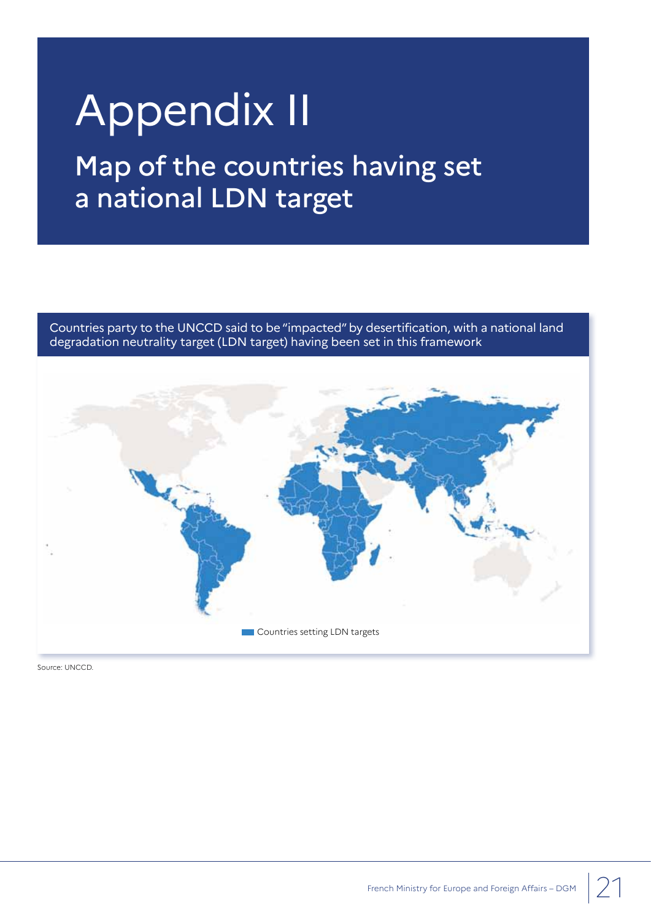# Appendix II

## Map of the countries having set a national LDN target

Countries party to the UNCCD said to be "impacted" by desertification, with a national land degradation neutrality target (LDN target) having been set in this framework

Countries setting LDN targets

Source: UNCCD.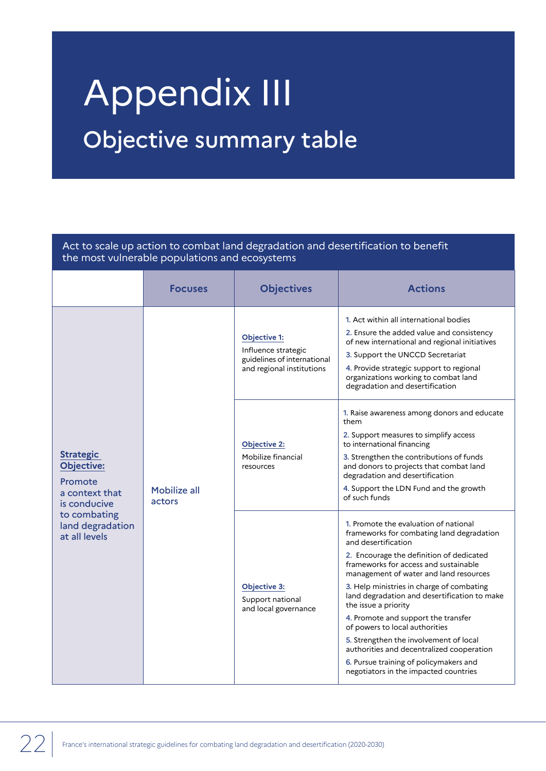# Appendix III

## Objective summary table

| Act to scale up action to combat land degradation and desertification to benefit the most vulnerable populations and ecosystems | | | |
|---|---|---|---|
| | **Focuses** | **Objectives** | **Actions** |
| **Strategic Objective:** Promote a context that is conducive to combating land degradation at all levels | Mobilize all actors | **Objective 1:** Influence strategic guidelines of international and regional institutions | 1. Act within all international bodies<br>2. Ensure the added value and consistency of new international and regional initiatives<br>3. Support the UNCCD Secretariat<br>4. Provide strategic support to regional organizations working to combat land degradation and desertification |
| | | **Objective 2:** Mobilize financial resources | 1. Raise awareness among donors and educate them<br>2. Support measures to simplify access to international financing<br>3. Strengthen the contributions of funds and donors to projects that combat land degradation and desertification<br>4. Support the LDN Fund and the growth of such funds |
| | | **Objective 3:** Support national and local governance | 1. Promote the evaluation of national frameworks for combating land degradation and desertification<br>2. Encourage the definition of dedicated frameworks for access and sustainable management of water and land resources<br>3. Help ministries in charge of combating land degradation and desertification to make the issue a priority<br>4. Promote and support the transfer of powers to local authorities<br>5. Strengthen the involvement of local authorities and decentralized cooperation<br>6. Pursue training of policymakers and negotiators in the impacted countries |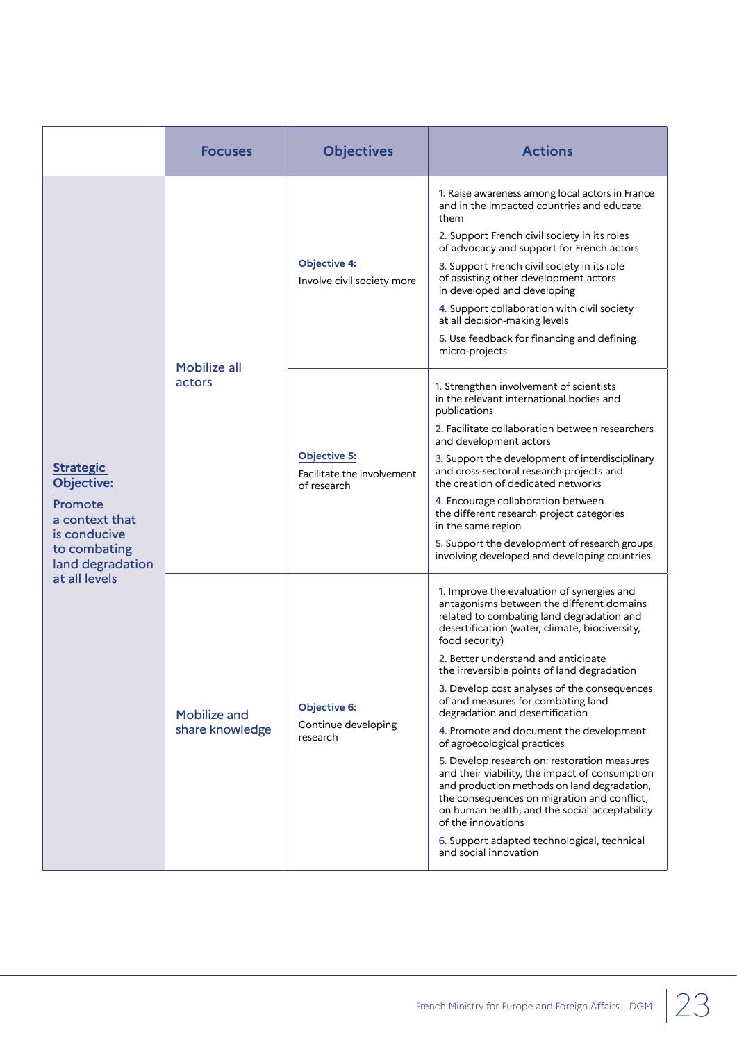| | Focuses | Objectives | Actions |
|---|---|---|---|
| **Strategic Objective:** Promote a context that is conducive to combating land degradation at all levels | Mobilize all actors | **Objective 4:** Involve civil society more | 1. Raise awareness among local actors in France and in the impacted countries and educate them<br>2. Support French civil society in its roles of advocacy and support for French actors<br>3. Support French civil society in its role of assisting other development actors in developed and developing<br>4. Support collaboration with civil society at all decision-making levels<br>5. Use feedback for financing and defining micro-projects |
| | | **Objective 5:** Facilitate the involvement of research | 1. Strengthen involvement of scientists in the relevant international bodies and publications<br>2. Facilitate collaboration between researchers and development actors<br>3. Support the development of interdisciplinary and cross-sectoral research projects and the creation of dedicated networks<br>4. Encourage collaboration between the different research project categories in the same region<br>5. Support the development of research groups involving developed and developing countries |
| | Mobilize and share knowledge | **Objective 6:** Continue developing research | 1. Improve the evaluation of synergies and antagonisms between the different domains related to combating land degradation and desertification (water, climate, biodiversity, food security)<br>2. Better understand and anticipate the irreversible points of land degradation<br>3. Develop cost analyses of the consequences of and measures for combating land degradation and desertification<br>4. Promote and document the development of agroecological practices<br>5. Develop research on: restoration measures and their viability, the impact of consumption and production methods on land degradation, the consequences on migration and conflict, on human health, and the social acceptability of the innovations<br>6. Support adapted technological, technical and social innovation |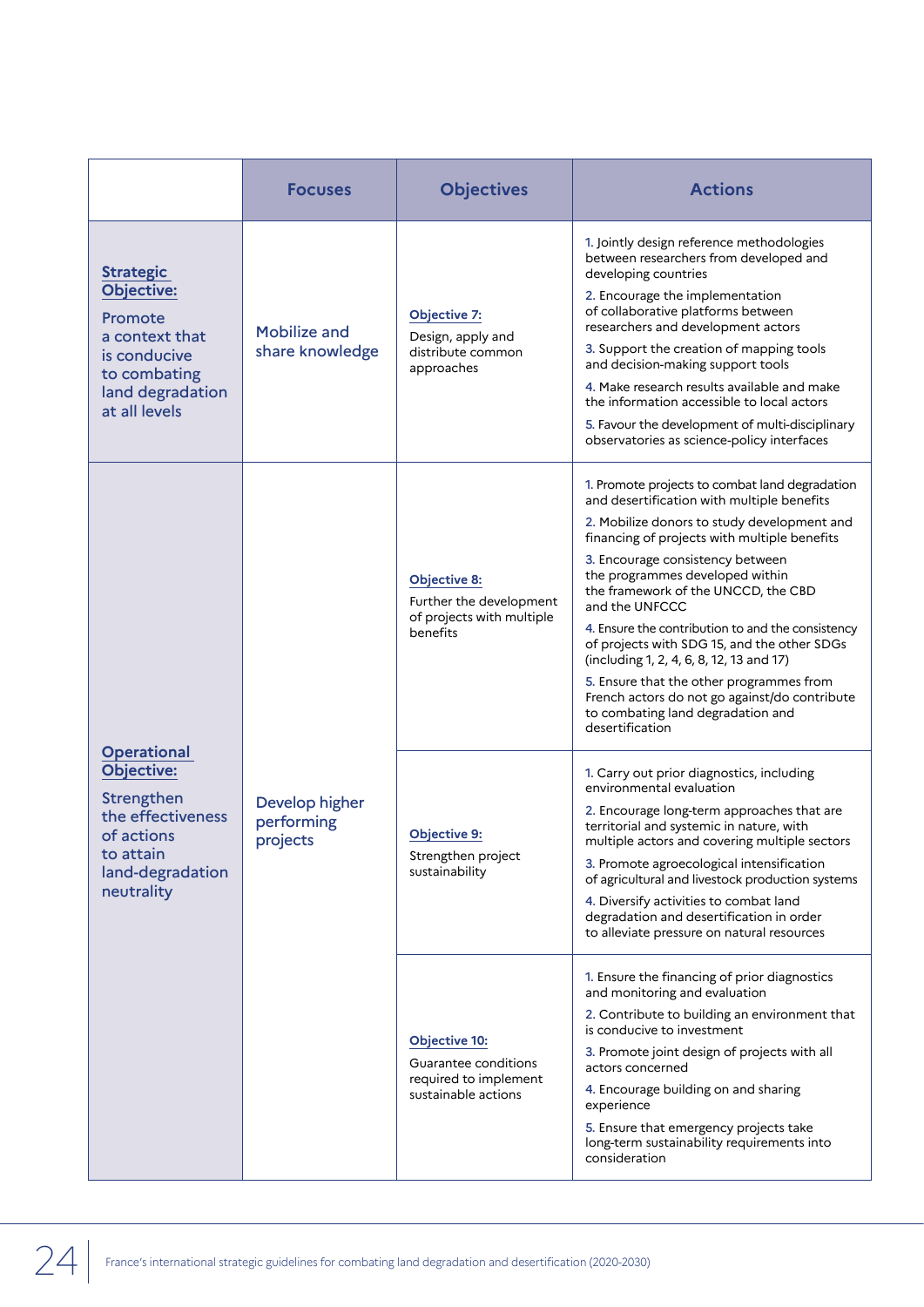| | Focuses | Objectives | Actions |
|---|---|---|---|
| **Strategic Objective:** Promote a context that is conducive to combating land degradation at all levels | Mobilize and share knowledge | **Objective 7:** Design, apply and distribute common approaches | 1. Jointly design reference methodologies between researchers from developed and developing countries<br>2. Encourage the implementation of collaborative platforms between researchers and development actors<br>3. Support the creation of mapping tools and decision-making support tools<br>4. Make research results available and make the information accessible to local actors<br>5. Favour the development of multi-disciplinary observatories as science-policy interfaces |
| **Operational Objective:** Strengthen the effectiveness of actions to attain land-degradation neutrality | Develop higher performing projects | **Objective 8:** Further the development of projects with multiple benefits | 1. Promote projects to combat land degradation and desertification with multiple benefits<br>2. Mobilize donors to study development and financing of projects with multiple benefits<br>3. Encourage consistency between the programmes developed within the framework of the UNCCD, the CBD and the UNFCCC<br>4. Ensure the contribution to and the consistency of projects with SDG 15, and the other SDGs (including 1, 2, 4, 6, 8, 12, 13 and 17)<br>5. Ensure that the other programmes from French actors do not go against/do contribute to combating land degradation and desertification |
| | | **Objective 9:** Strengthen project sustainability | 1. Carry out prior diagnostics, including environmental evaluation<br>2. Encourage long-term approaches that are territorial and systemic in nature, with multiple actors and covering multiple sectors<br>3. Promote agroecological intensification of agricultural and livestock production systems<br>4. Diversify activities to combat land degradation and desertification in order to alleviate pressure on natural resources |
| | | **Objective 10:** Guarantee conditions required to implement sustainable actions | 1. Ensure the financing of prior diagnostics and monitoring and evaluation<br>2. Contribute to building an environment that is conducive to investment<br>3. Promote joint design of projects with all actors concerned<br>4. Encourage building on and sharing experience<br>5. Ensure that emergency projects take long-term sustainability requirements into consideration |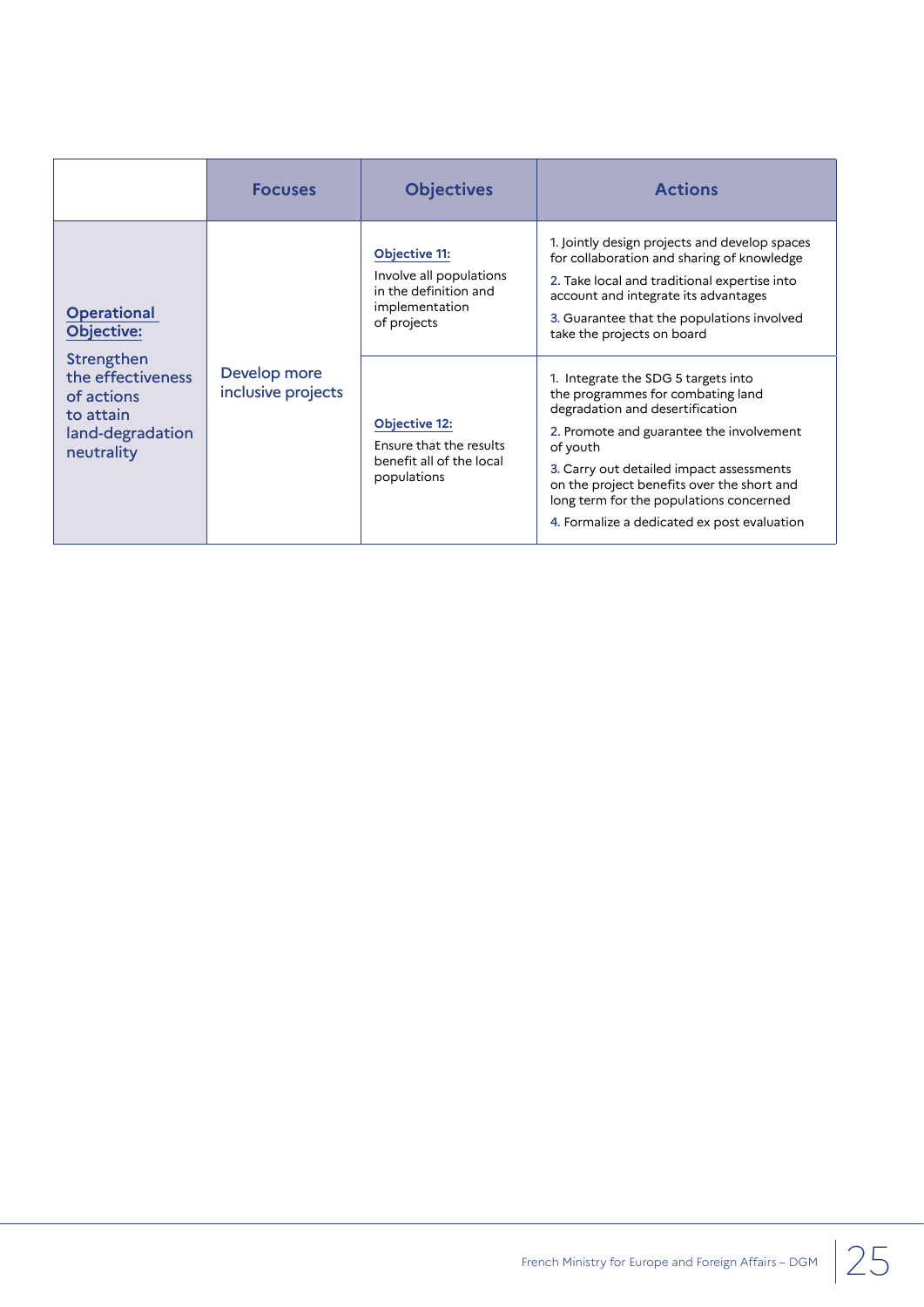| | Focuses | Objectives | Actions |
|---|---|---|---|
| **Operational Objective:** Strengthen the effectiveness of actions to attain land-degradation neutrality | Develop more inclusive projects | **Objective 11:** Involve all populations in the definition and implementation of projects | 1. Jointly design projects and develop spaces for collaboration and sharing of knowledge<br>2. Take local and traditional expertise into account and integrate its advantages<br>3. Guarantee that the populations involved take the projects on board |
| | | **Objective 12:** Ensure that the results benefit all of the local populations | 1. Integrate the SDG 5 targets into the programmes for combating land degradation and desertification<br>2. Promote and guarantee the involvement of youth<br>3. Carry out detailed impact assessments on the project benefits over the short and long term for the populations concerned<br>4. Formalize a dedicated ex post evaluation |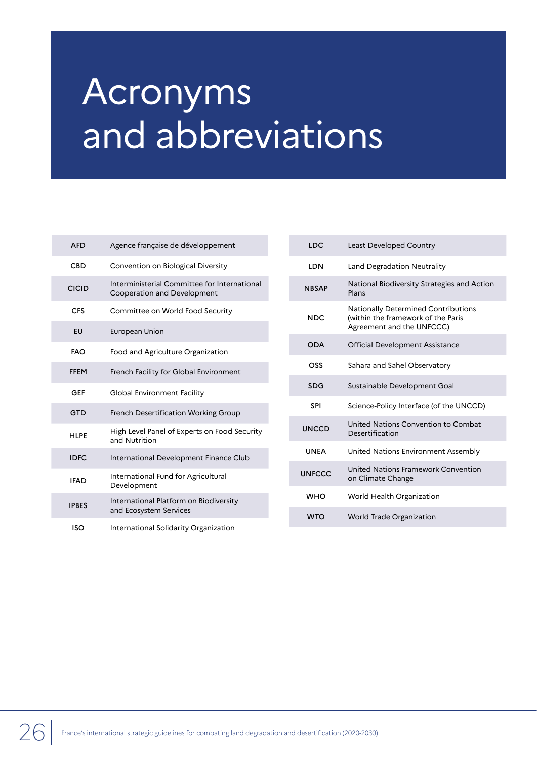# Acronyms and abbreviations

| | |
|---|---|
| AFD | Agence française de développement |
| CBD | Convention on Biological Diversity |
| CICID | Interministerial Committee for International Cooperation and Development |
| CFS | Committee on World Food Security |
| EU | European Union |
| FAO | Food and Agriculture Organization |
| FFEM | French Facility for Global Environment |
| GEF | Global Environment Facility |
| GTD | French Desertification Working Group |
| HLPE | High Level Panel of Experts on Food Security and Nutrition |
| IDFC | International Development Finance Club |
| IFAD | International Fund for Agricultural Development |
| IPBES | International Platform on Biodiversity and Ecosystem Services |
| ISO | International Solidarity Organization |
| LDC | Least Developed Country |
| LDN | Land Degradation Neutrality |
| NBSAP | National Biodiversity Strategies and Action Plans |
| NDC | Nationally Determined Contributions (within the framework of the Paris Agreement and the UNFCCC) |
| ODA | Official Development Assistance |
| OSS | Sahara and Sahel Observatory |
| SDG | Sustainable Development Goal |
| SPI | Science-Policy Interface (of the UNCCD) |
| UNCCD | United Nations Convention to Combat Desertification |
| UNEA | United Nations Environment Assembly |
| UNFCCC | United Nations Framework Convention on Climate Change |
| WHO | World Health Organization |
| WTO | World Trade Organization |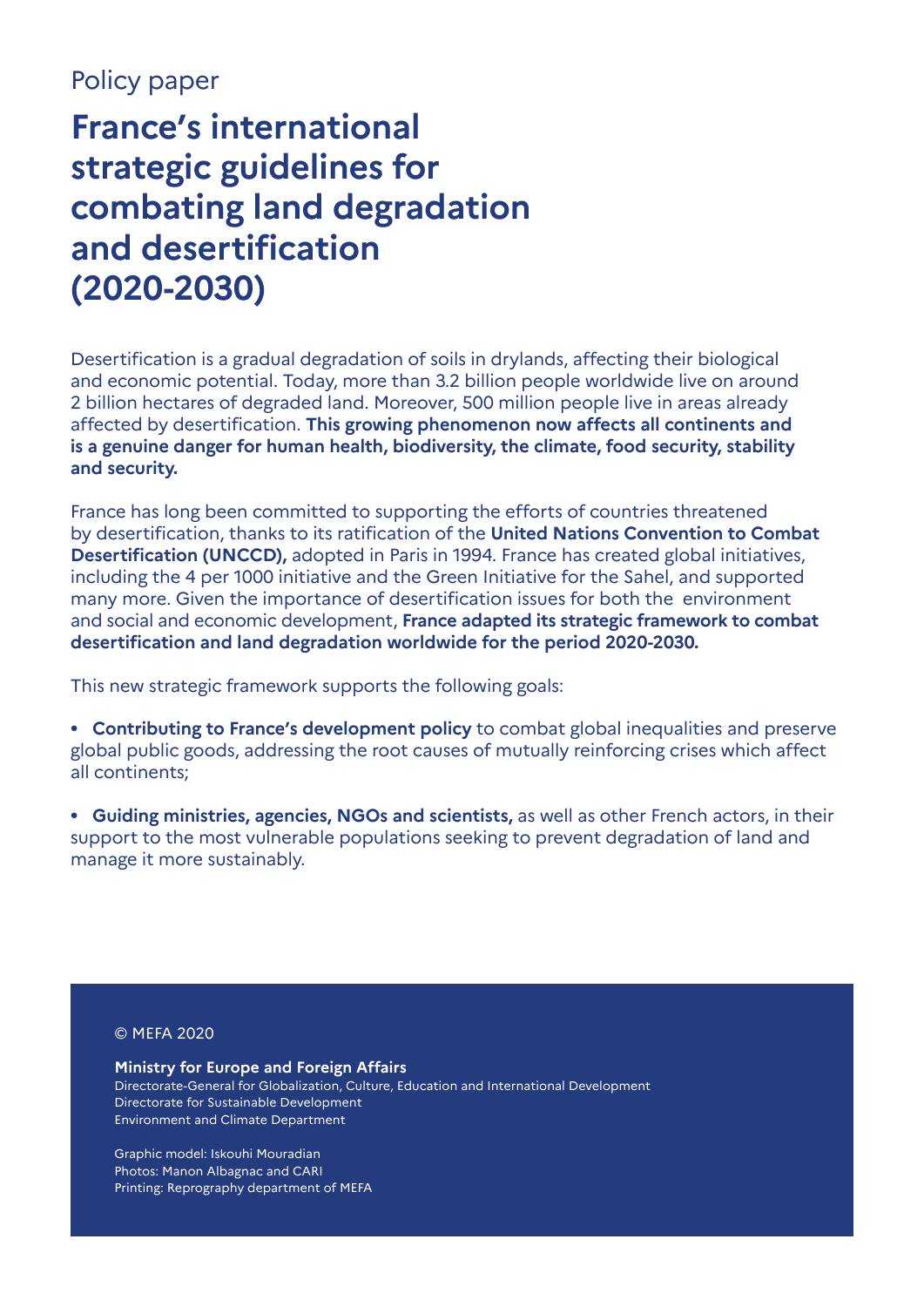Policy paper

# France's international strategic guidelines for combating land degradation and desertification (2020-2030)

Desertification is a gradual degradation of soils in drylands, affecting their biological and economic potential. Today, more than 3.2 billion people worldwide live on around 2 billion hectares of degraded land. Moreover, 500 million people live in areas already affected by desertification. **This growing phenomenon now affects all continents and is a genuine danger for human health, biodiversity, the climate, food security, stability and security.**

France has long been committed to supporting the efforts of countries threatened by desertification, thanks to its ratification of the **United Nations Convention to Combat Desertification (UNCCD),** adopted in Paris in 1994. France has created global initiatives, including the 4 per 1000 initiative and the Green Initiative for the Sahel, and supported many more. Given the importance of desertification issues for both the environment and social and economic development, **France adapted its strategic framework to combat desertification and land degradation worldwide for the period 2020-2030.**

This new strategic framework supports the following goals:

- **Contributing to France's development policy** to combat global inequalities and preserve global public goods, addressing the root causes of mutually reinforcing crises which affect all continents;

- **Guiding ministries, agencies, NGOs and scientists,** as well as other French actors, in their support to the most vulnerable populations seeking to prevent degradation of land and manage it more sustainably.

© MEFA 2020

**Ministry for Europe and Foreign Affairs**
Directorate-General for Globalization, Culture, Education and International Development
Directorate for Sustainable Development
Environment and Climate Department

Graphic model: Iskouhi Mouradian
Photos: Manon Albagnac and CARI
Printing: Reprography department of MEFA